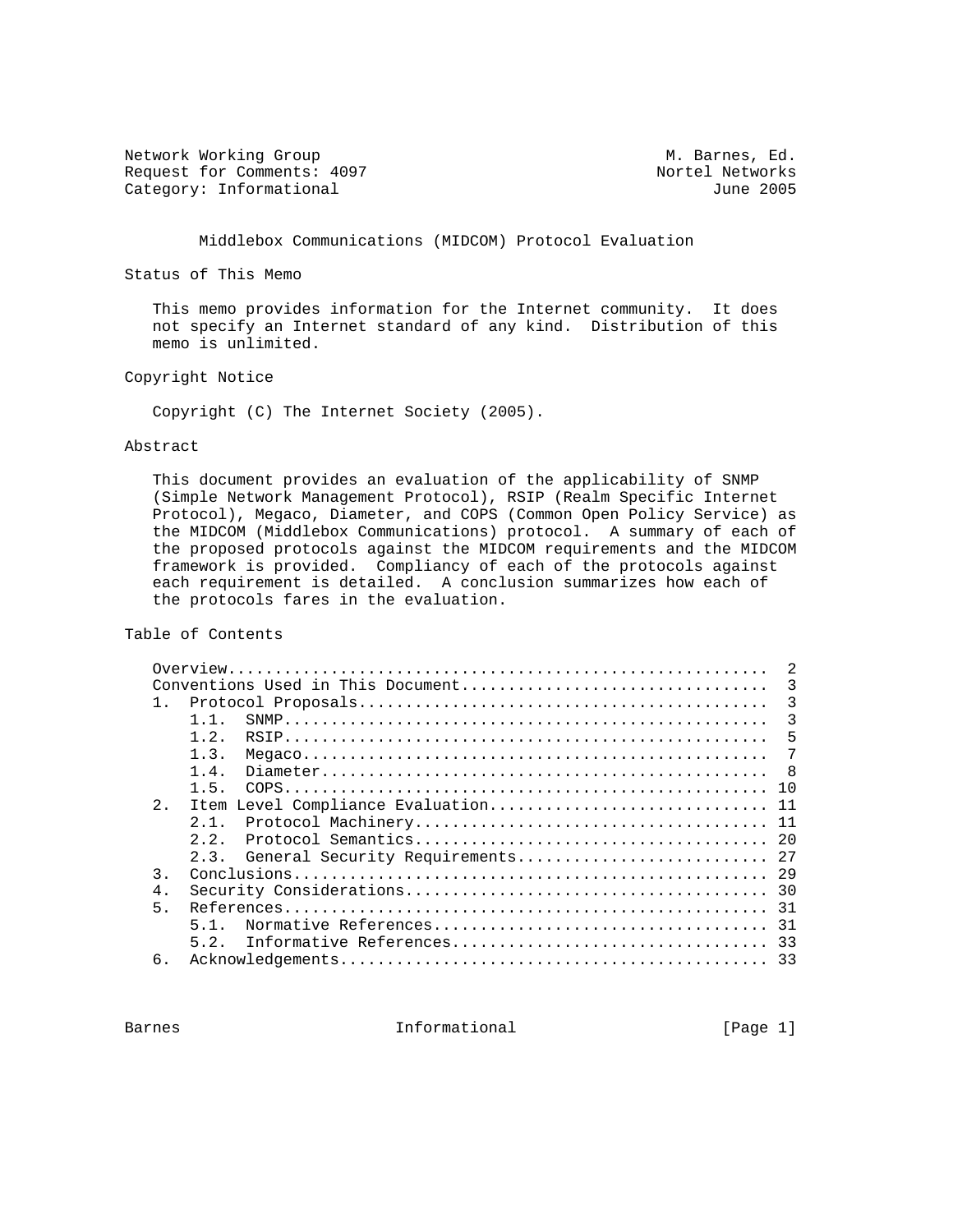Network Working Group M. Barnes, Ed.
Request for Comments: 4097 Nortel Networks
Category: Informational June 2005

# Middlebox Communications (MIDCOM) Protocol Evaluation

## Status of This Memo

This memo provides information for the Internet community. It does not specify an Internet standard of any kind. Distribution of this memo is unlimited.

## Copyright Notice

Copyright (C) The Internet Society (2005).

## Abstract

This document provides an evaluation of the applicability of SNMP (Simple Network Management Protocol), RSIP (Realm Specific Internet Protocol), Megaco, Diameter, and COPS (Common Open Policy Service) as the MIDCOM (Middlebox Communications) protocol. A summary of each of the proposed protocols against the MIDCOM requirements and the MIDCOM framework is provided. Compliancy of each of the protocols against each requirement is detailed. A conclusion summarizes how each of the protocols fares in the evaluation.

## Table of Contents

```
   Overview.........................................................  2
   Conventions Used in This Document................................  3
   1.  Protocol Proposals...........................................  3
       1.1.  SNMP...................................................  3
       1.2.  RSIP...................................................  5
       1.3.  Megaco.................................................  7
       1.4.  Diameter...............................................  8
       1.5.  COPS................................................... 10
   2.  Item Level Compliance Evaluation............................. 11
       2.1.  Protocol Machinery..................................... 11
       2.2.  Protocol Semantics..................................... 20
       2.3.  General Security Requirements.......................... 27
   3.  Conclusions.................................................. 29
   4.  Security Considerations...................................... 30
   5.  References................................................... 31
       5.1.  Normative References................................... 31
       5.2.  Informative References................................. 33
   6.  Acknowledgements............................................. 33
```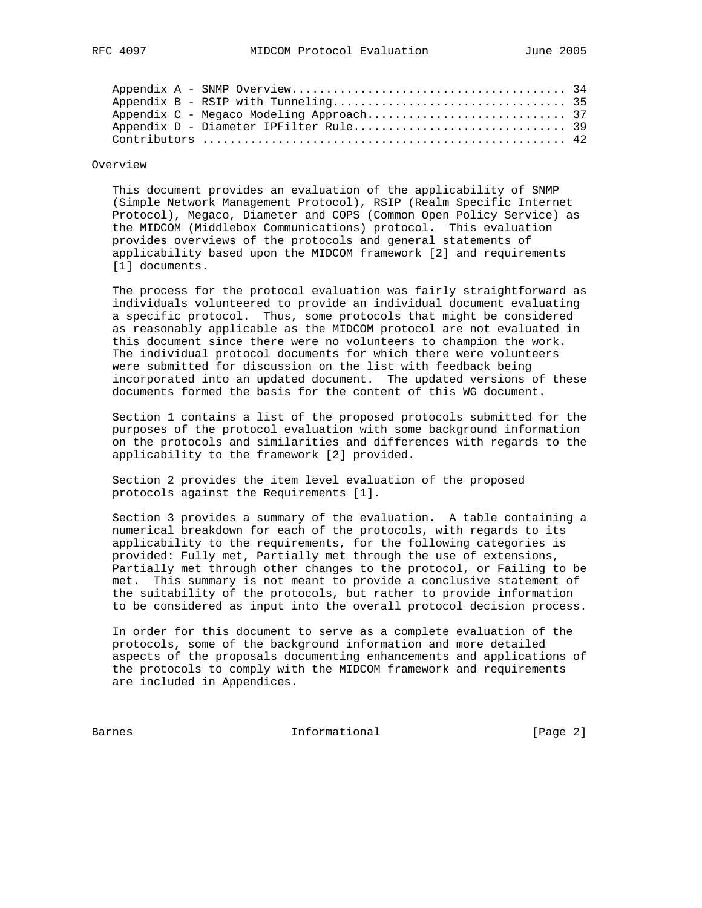Appendix A - SNMP Overview....................................... 34
Appendix B - RSIP with Tunneling................................. 35
Appendix C - Megaco Modeling Approach............................ 37
Appendix D - Diameter IPFilter Rule.............................. 39
Contributors .................................................... 42

## Overview

This document provides an evaluation of the applicability of SNMP (Simple Network Management Protocol), RSIP (Realm Specific Internet Protocol), Megaco, Diameter and COPS (Common Open Policy Service) as the MIDCOM (Middlebox Communications) protocol. This evaluation provides overviews of the protocols and general statements of applicability based upon the MIDCOM framework [2] and requirements [1] documents.

The process for the protocol evaluation was fairly straightforward as individuals volunteered to provide an individual document evaluating a specific protocol. Thus, some protocols that might be considered as reasonably applicable as the MIDCOM protocol are not evaluated in this document since there were no volunteers to champion the work. The individual protocol documents for which there were volunteers were submitted for discussion on the list with feedback being incorporated into an updated document. The updated versions of these documents formed the basis for the content of this WG document.

Section 1 contains a list of the proposed protocols submitted for the purposes of the protocol evaluation with some background information on the protocols and similarities and differences with regards to the applicability to the framework [2] provided.

Section 2 provides the item level evaluation of the proposed protocols against the Requirements [1].

Section 3 provides a summary of the evaluation. A table containing a numerical breakdown for each of the protocols, with regards to its applicability to the requirements, for the following categories is provided: Fully met, Partially met through the use of extensions, Partially met through other changes to the protocol, or Failing to be met. This summary is not meant to provide a conclusive statement of the suitability of the protocols, but rather to provide information to be considered as input into the overall protocol decision process.

In order for this document to serve as a complete evaluation of the protocols, some of the background information and more detailed aspects of the proposals documenting enhancements and applications of the protocols to comply with the MIDCOM framework and requirements are included in Appendices.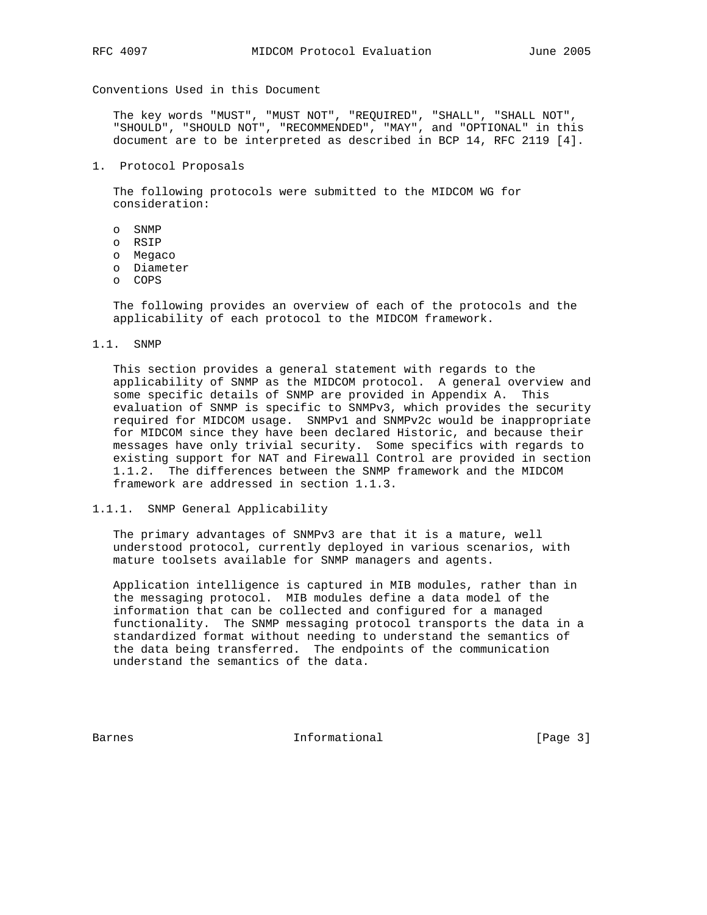## Conventions Used in this Document

The key words "MUST", "MUST NOT", "REQUIRED", "SHALL", "SHALL NOT", "SHOULD", "SHOULD NOT", "RECOMMENDED", "MAY", and "OPTIONAL" in this document are to be interpreted as described in BCP 14, RFC 2119 [4].

# 1. Protocol Proposals

The following protocols were submitted to the MIDCOM WG for consideration:

- SNMP
- RSIP
- Megaco
- Diameter
- COPS

The following provides an overview of each of the protocols and the applicability of each protocol to the MIDCOM framework.

## 1.1. SNMP

This section provides a general statement with regards to the applicability of SNMP as the MIDCOM protocol. A general overview and some specific details of SNMP are provided in Appendix A. This evaluation of SNMP is specific to SNMPv3, which provides the security required for MIDCOM usage. SNMPv1 and SNMPv2c would be inappropriate for MIDCOM since they have been declared Historic, and because their messages have only trivial security. Some specifics with regards to existing support for NAT and Firewall Control are provided in section 1.1.2. The differences between the SNMP framework and the MIDCOM framework are addressed in section 1.1.3.

### 1.1.1. SNMP General Applicability

The primary advantages of SNMPv3 are that it is a mature, well understood protocol, currently deployed in various scenarios, with mature toolsets available for SNMP managers and agents.

Application intelligence is captured in MIB modules, rather than in the messaging protocol. MIB modules define a data model of the information that can be collected and configured for a managed functionality. The SNMP messaging protocol transports the data in a standardized format without needing to understand the semantics of the data being transferred. The endpoints of the communication understand the semantics of the data.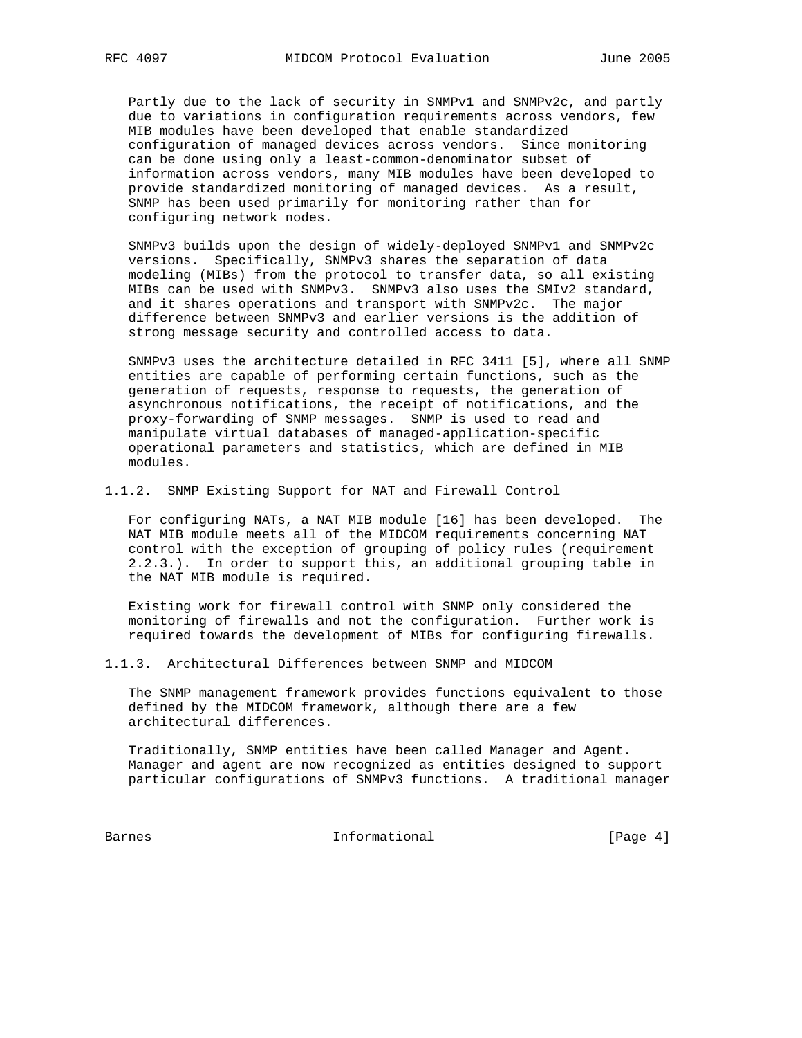Partly due to the lack of security in SNMPv1 and SNMPv2c, and partly due to variations in configuration requirements across vendors, few MIB modules have been developed that enable standardized configuration of managed devices across vendors. Since monitoring can be done using only a least-common-denominator subset of information across vendors, many MIB modules have been developed to provide standardized monitoring of managed devices. As a result, SNMP has been used primarily for monitoring rather than for configuring network nodes.

SNMPv3 builds upon the design of widely-deployed SNMPv1 and SNMPv2c versions. Specifically, SNMPv3 shares the separation of data modeling (MIBs) from the protocol to transfer data, so all existing MIBs can be used with SNMPv3. SNMPv3 also uses the SMIv2 standard, and it shares operations and transport with SNMPv2c. The major difference between SNMPv3 and earlier versions is the addition of strong message security and controlled access to data.

SNMPv3 uses the architecture detailed in RFC 3411 [5], where all SNMP entities are capable of performing certain functions, such as the generation of requests, response to requests, the generation of asynchronous notifications, the receipt of notifications, and the proxy-forwarding of SNMP messages. SNMP is used to read and manipulate virtual databases of managed-application-specific operational parameters and statistics, which are defined in MIB modules.

### 1.1.2. SNMP Existing Support for NAT and Firewall Control

For configuring NATs, a NAT MIB module [16] has been developed. The NAT MIB module meets all of the MIDCOM requirements concerning NAT control with the exception of grouping of policy rules (requirement 2.2.3.). In order to support this, an additional grouping table in the NAT MIB module is required.

Existing work for firewall control with SNMP only considered the monitoring of firewalls and not the configuration. Further work is required towards the development of MIBs for configuring firewalls.

### 1.1.3. Architectural Differences between SNMP and MIDCOM

The SNMP management framework provides functions equivalent to those defined by the MIDCOM framework, although there are a few architectural differences.

Traditionally, SNMP entities have been called Manager and Agent. Manager and agent are now recognized as entities designed to support particular configurations of SNMPv3 functions. A traditional manager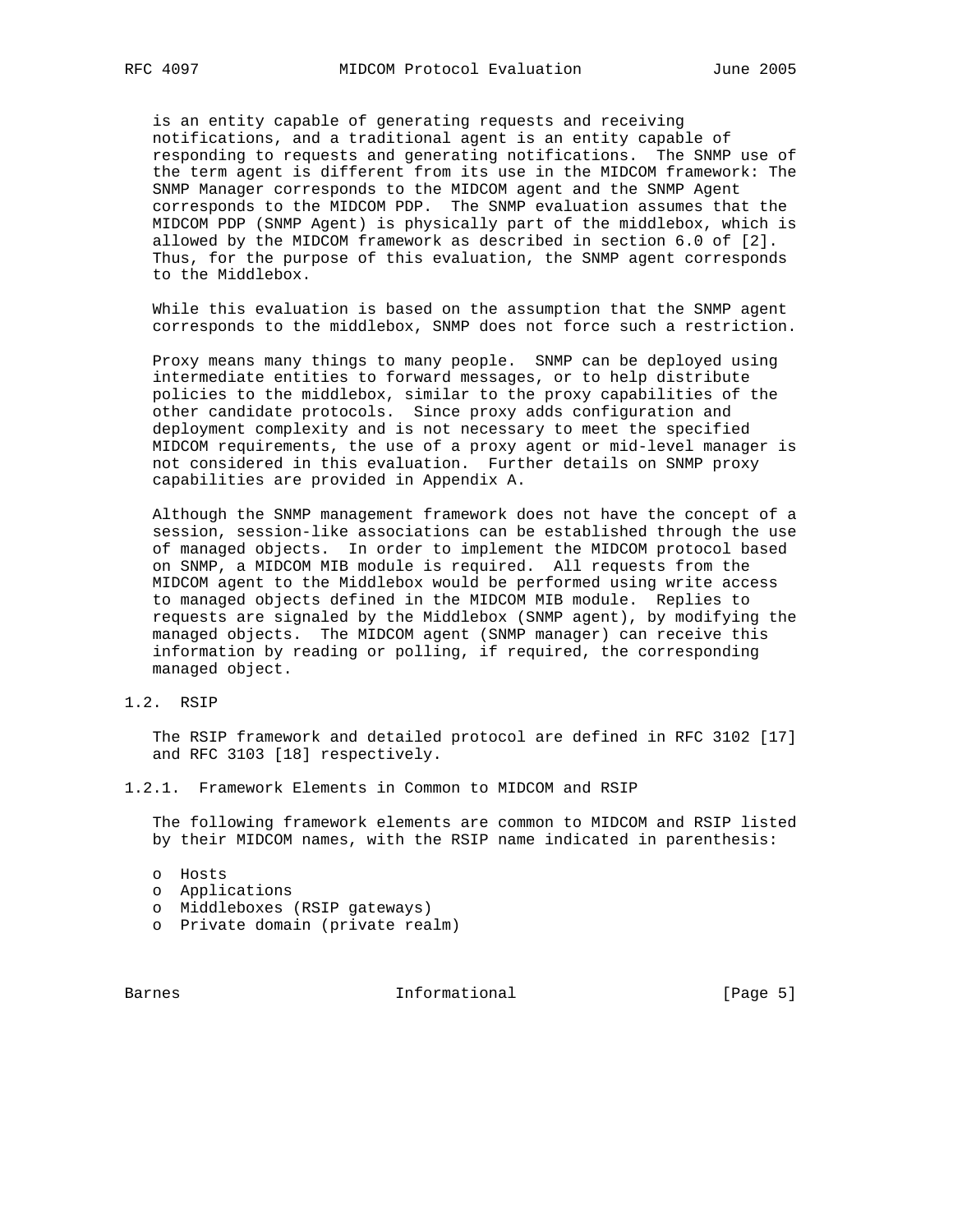is an entity capable of generating requests and receiving notifications, and a traditional agent is an entity capable of responding to requests and generating notifications. The SNMP use of the term agent is different from its use in the MIDCOM framework: The SNMP Manager corresponds to the MIDCOM agent and the SNMP Agent corresponds to the MIDCOM PDP. The SNMP evaluation assumes that the MIDCOM PDP (SNMP Agent) is physically part of the middlebox, which is allowed by the MIDCOM framework as described in section 6.0 of [2]. Thus, for the purpose of this evaluation, the SNMP agent corresponds to the Middlebox.

While this evaluation is based on the assumption that the SNMP agent corresponds to the middlebox, SNMP does not force such a restriction.

Proxy means many things to many people. SNMP can be deployed using intermediate entities to forward messages, or to help distribute policies to the middlebox, similar to the proxy capabilities of the other candidate protocols. Since proxy adds configuration and deployment complexity and is not necessary to meet the specified MIDCOM requirements, the use of a proxy agent or mid-level manager is not considered in this evaluation. Further details on SNMP proxy capabilities are provided in Appendix A.

Although the SNMP management framework does not have the concept of a session, session-like associations can be established through the use of managed objects. In order to implement the MIDCOM protocol based on SNMP, a MIDCOM MIB module is required. All requests from the MIDCOM agent to the Middlebox would be performed using write access to managed objects defined in the MIDCOM MIB module. Replies to requests are signaled by the Middlebox (SNMP agent), by modifying the managed objects. The MIDCOM agent (SNMP manager) can receive this information by reading or polling, if required, the corresponding managed object.

### 1.2. RSIP

The RSIP framework and detailed protocol are defined in RFC 3102 [17] and RFC 3103 [18] respectively.

#### 1.2.1. Framework Elements in Common to MIDCOM and RSIP

The following framework elements are common to MIDCOM and RSIP listed by their MIDCOM names, with the RSIP name indicated in parenthesis:

- Hosts
- Applications
- Middleboxes (RSIP gateways)
- Private domain (private realm)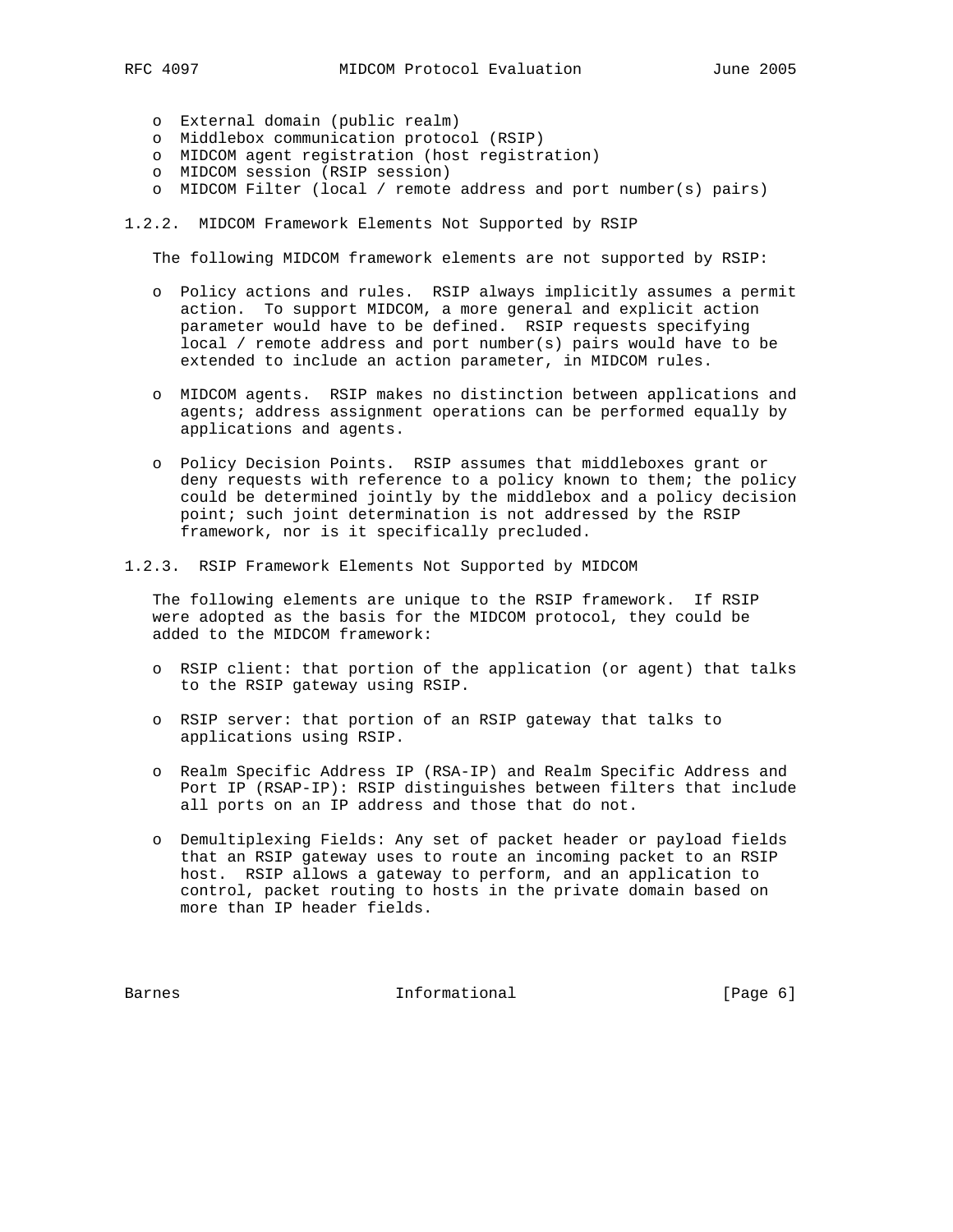- External domain (public realm)
- Middlebox communication protocol (RSIP)
- MIDCOM agent registration (host registration)
- MIDCOM session (RSIP session)
- MIDCOM Filter (local / remote address and port number(s) pairs)

### 1.2.2. MIDCOM Framework Elements Not Supported by RSIP

The following MIDCOM framework elements are not supported by RSIP:

- Policy actions and rules. RSIP always implicitly assumes a permit action. To support MIDCOM, a more general and explicit action parameter would have to be defined. RSIP requests specifying local / remote address and port number(s) pairs would have to be extended to include an action parameter, in MIDCOM rules.

- MIDCOM agents. RSIP makes no distinction between applications and agents; address assignment operations can be performed equally by applications and agents.

- Policy Decision Points. RSIP assumes that middleboxes grant or deny requests with reference to a policy known to them; the policy could be determined jointly by the middlebox and a policy decision point; such joint determination is not addressed by the RSIP framework, nor is it specifically precluded.

### 1.2.3. RSIP Framework Elements Not Supported by MIDCOM

The following elements are unique to the RSIP framework. If RSIP were adopted as the basis for the MIDCOM protocol, they could be added to the MIDCOM framework:

- RSIP client: that portion of the application (or agent) that talks to the RSIP gateway using RSIP.

- RSIP server: that portion of an RSIP gateway that talks to applications using RSIP.

- Realm Specific Address IP (RSA-IP) and Realm Specific Address and Port IP (RSAP-IP): RSIP distinguishes between filters that include all ports on an IP address and those that do not.

- Demultiplexing Fields: Any set of packet header or payload fields that an RSIP gateway uses to route an incoming packet to an RSIP host. RSIP allows a gateway to perform, and an application to control, packet routing to hosts in the private domain based on more than IP header fields.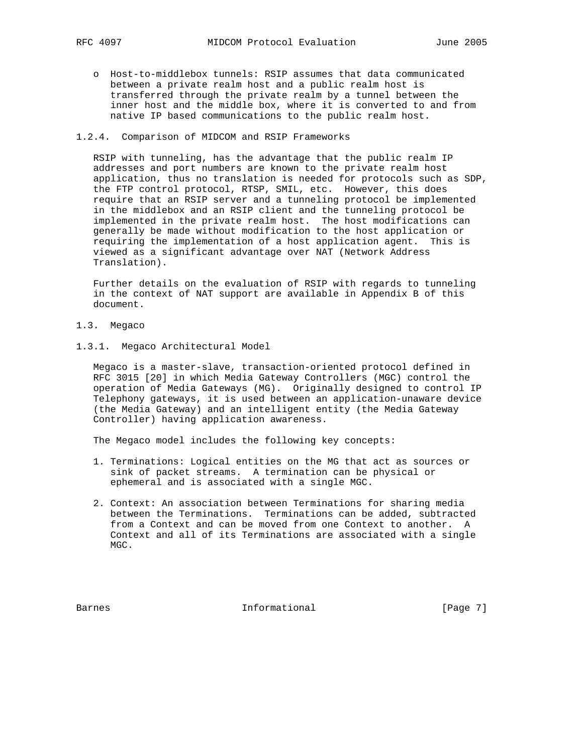- o Host-to-middlebox tunnels: RSIP assumes that data communicated between a private realm host and a public realm host is transferred through the private realm by a tunnel between the inner host and the middle box, where it is converted to and from native IP based communications to the public realm host.

#### 1.2.4. Comparison of MIDCOM and RSIP Frameworks

RSIP with tunneling, has the advantage that the public realm IP addresses and port numbers are known to the private realm host application, thus no translation is needed for protocols such as SDP, the FTP control protocol, RTSP, SMIL, etc. However, this does require that an RSIP server and a tunneling protocol be implemented in the middlebox and an RSIP client and the tunneling protocol be implemented in the private realm host. The host modifications can generally be made without modification to the host application or requiring the implementation of a host application agent. This is viewed as a significant advantage over NAT (Network Address Translation).

Further details on the evaluation of RSIP with regards to tunneling in the context of NAT support are available in Appendix B of this document.

### 1.3. Megaco

#### 1.3.1. Megaco Architectural Model

Megaco is a master-slave, transaction-oriented protocol defined in RFC 3015 [20] in which Media Gateway Controllers (MGC) control the operation of Media Gateways (MG). Originally designed to control IP Telephony gateways, it is used between an application-unaware device (the Media Gateway) and an intelligent entity (the Media Gateway Controller) having application awareness.

The Megaco model includes the following key concepts:

1. Terminations: Logical entities on the MG that act as sources or sink of packet streams. A termination can be physical or ephemeral and is associated with a single MGC.

2. Context: An association between Terminations for sharing media between the Terminations. Terminations can be added, subtracted from a Context and can be moved from one Context to another. A Context and all of its Terminations are associated with a single MGC.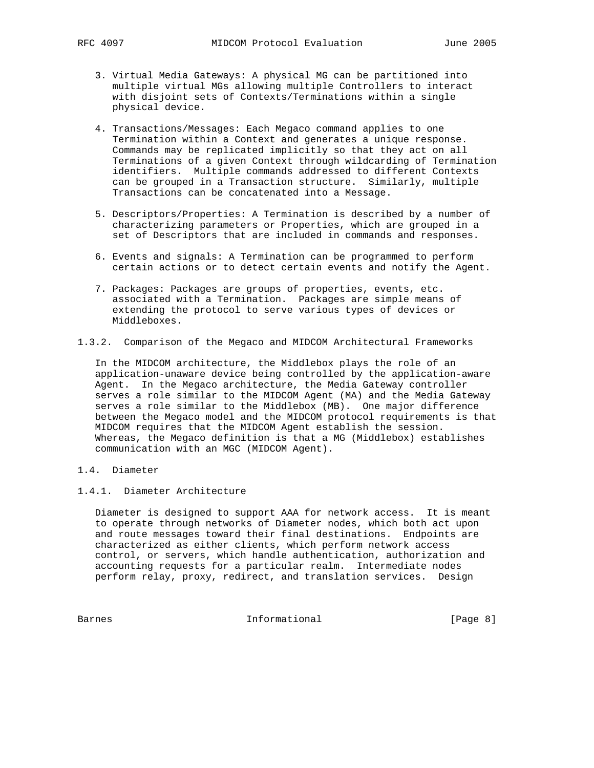3. Virtual Media Gateways: A physical MG can be partitioned into multiple virtual MGs allowing multiple Controllers to interact with disjoint sets of Contexts/Terminations within a single physical device.

4. Transactions/Messages: Each Megaco command applies to one Termination within a Context and generates a unique response. Commands may be replicated implicitly so that they act on all Terminations of a given Context through wildcarding of Termination identifiers. Multiple commands addressed to different Contexts can be grouped in a Transaction structure. Similarly, multiple Transactions can be concatenated into a Message.

5. Descriptors/Properties: A Termination is described by a number of characterizing parameters or Properties, which are grouped in a set of Descriptors that are included in commands and responses.

6. Events and signals: A Termination can be programmed to perform certain actions or to detect certain events and notify the Agent.

7. Packages: Packages are groups of properties, events, etc. associated with a Termination. Packages are simple means of extending the protocol to serve various types of devices or Middleboxes.

### 1.3.2. Comparison of the Megaco and MIDCOM Architectural Frameworks

In the MIDCOM architecture, the Middlebox plays the role of an application-unaware device being controlled by the application-aware Agent. In the Megaco architecture, the Media Gateway controller serves a role similar to the MIDCOM Agent (MA) and the Media Gateway serves a role similar to the Middlebox (MB). One major difference between the Megaco model and the MIDCOM protocol requirements is that MIDCOM requires that the MIDCOM Agent establish the session. Whereas, the Megaco definition is that a MG (Middlebox) establishes communication with an MGC (MIDCOM Agent).

## 1.4. Diameter

### 1.4.1. Diameter Architecture

Diameter is designed to support AAA for network access. It is meant to operate through networks of Diameter nodes, which both act upon and route messages toward their final destinations. Endpoints are characterized as either clients, which perform network access control, or servers, which handle authentication, authorization and accounting requests for a particular realm. Intermediate nodes perform relay, proxy, redirect, and translation services. Design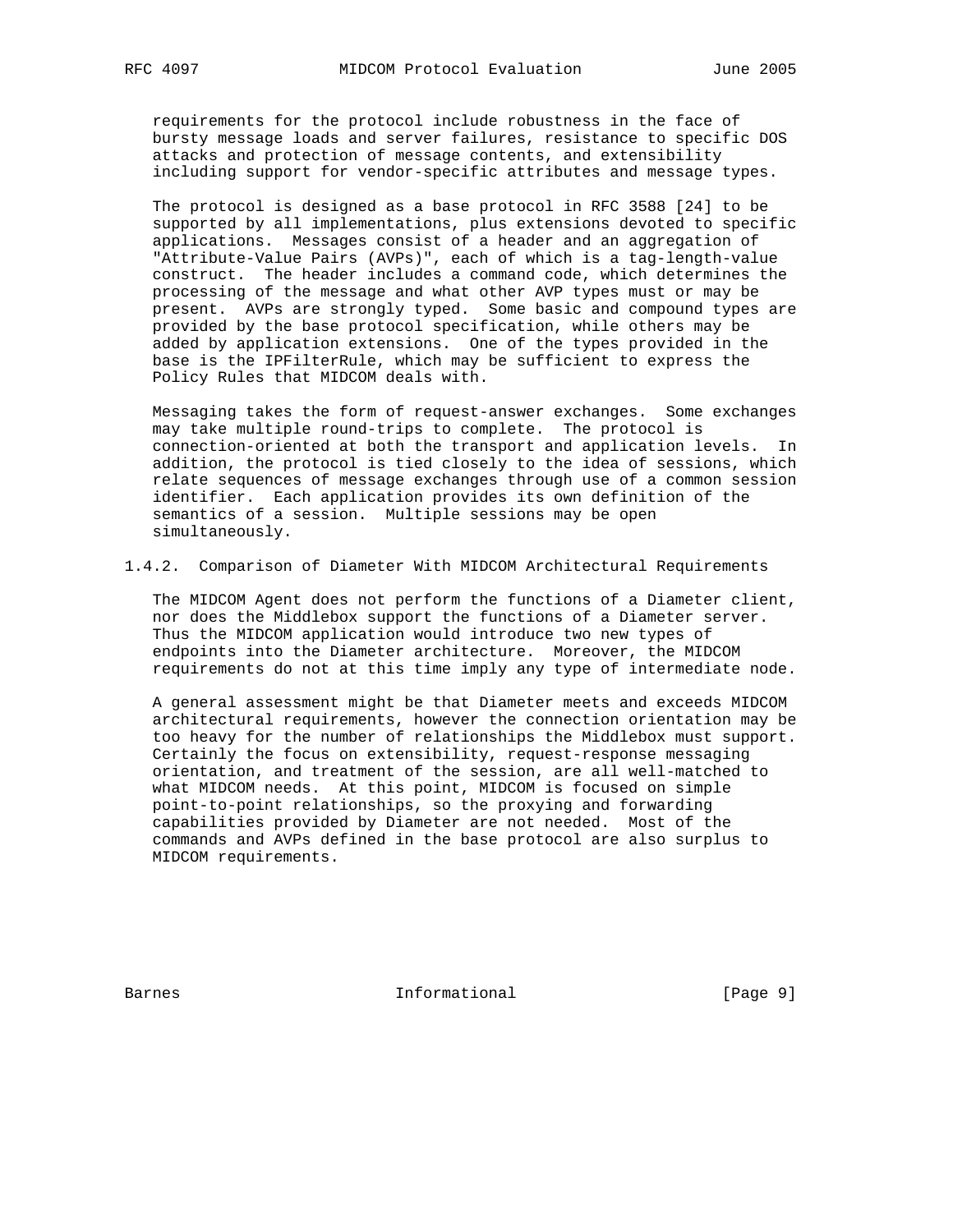requirements for the protocol include robustness in the face of bursty message loads and server failures, resistance to specific DOS attacks and protection of message contents, and extensibility including support for vendor-specific attributes and message types.

The protocol is designed as a base protocol in RFC 3588 [24] to be supported by all implementations, plus extensions devoted to specific applications. Messages consist of a header and an aggregation of "Attribute-Value Pairs (AVPs)", each of which is a tag-length-value construct. The header includes a command code, which determines the processing of the message and what other AVP types must or may be present. AVPs are strongly typed. Some basic and compound types are provided by the base protocol specification, while others may be added by application extensions. One of the types provided in the base is the IPFilterRule, which may be sufficient to express the Policy Rules that MIDCOM deals with.

Messaging takes the form of request-answer exchanges. Some exchanges may take multiple round-trips to complete. The protocol is connection-oriented at both the transport and application levels. In addition, the protocol is tied closely to the idea of sessions, which relate sequences of message exchanges through use of a common session identifier. Each application provides its own definition of the semantics of a session. Multiple sessions may be open simultaneously.

### 1.4.2. Comparison of Diameter With MIDCOM Architectural Requirements

The MIDCOM Agent does not perform the functions of a Diameter client, nor does the Middlebox support the functions of a Diameter server. Thus the MIDCOM application would introduce two new types of endpoints into the Diameter architecture. Moreover, the MIDCOM requirements do not at this time imply any type of intermediate node.

A general assessment might be that Diameter meets and exceeds MIDCOM architectural requirements, however the connection orientation may be too heavy for the number of relationships the Middlebox must support. Certainly the focus on extensibility, request-response messaging orientation, and treatment of the session, are all well-matched to what MIDCOM needs. At this point, MIDCOM is focused on simple point-to-point relationships, so the proxying and forwarding capabilities provided by Diameter are not needed. Most of the commands and AVPs defined in the base protocol are also surplus to MIDCOM requirements.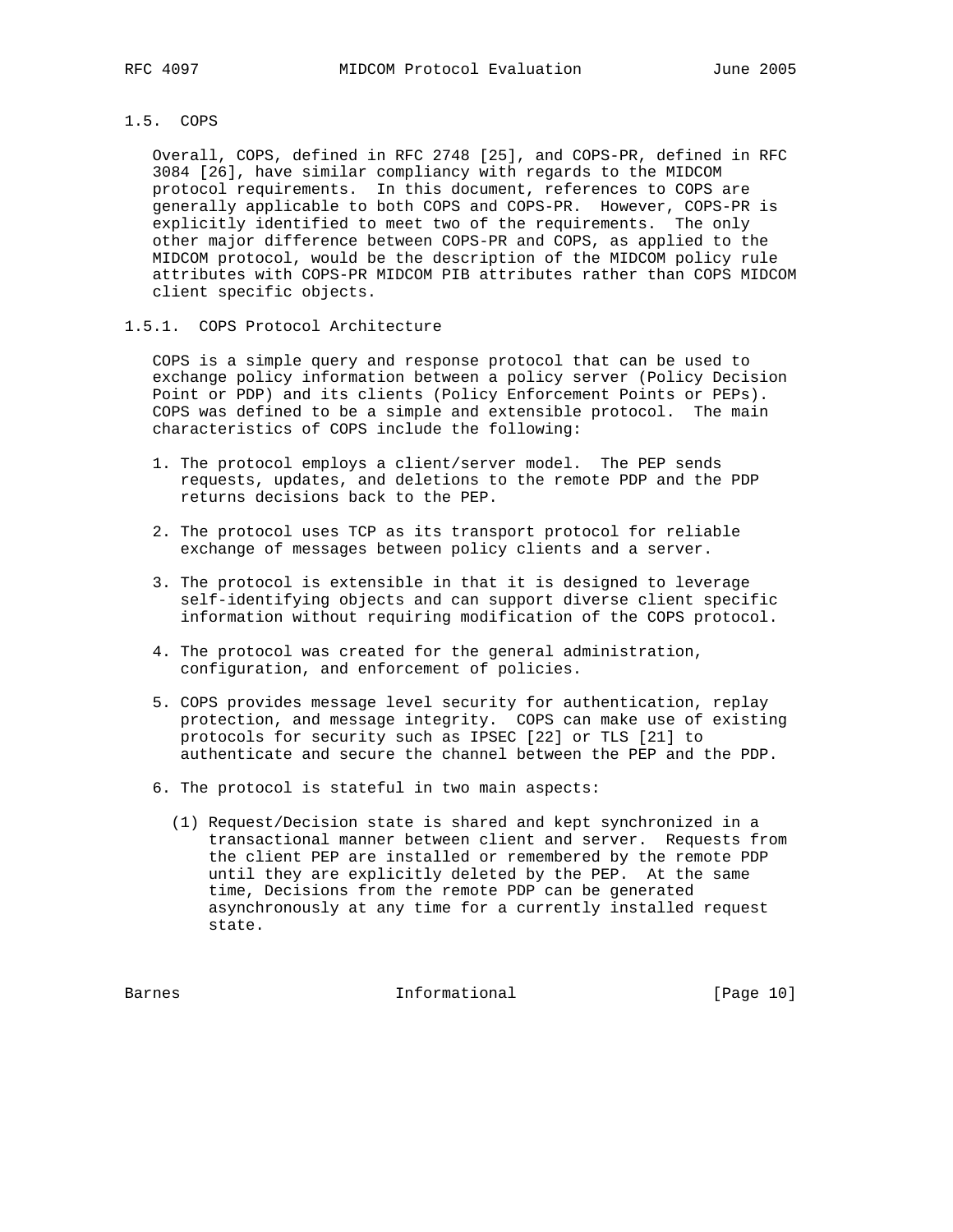### 1.5. COPS

Overall, COPS, defined in RFC 2748 [25], and COPS-PR, defined in RFC 3084 [26], have similar compliancy with regards to the MIDCOM protocol requirements. In this document, references to COPS are generally applicable to both COPS and COPS-PR. However, COPS-PR is explicitly identified to meet two of the requirements. The only other major difference between COPS-PR and COPS, as applied to the MIDCOM protocol, would be the description of the MIDCOM policy rule attributes with COPS-PR MIDCOM PIB attributes rather than COPS MIDCOM client specific objects.

#### 1.5.1. COPS Protocol Architecture

COPS is a simple query and response protocol that can be used to exchange policy information between a policy server (Policy Decision Point or PDP) and its clients (Policy Enforcement Points or PEPs). COPS was defined to be a simple and extensible protocol. The main characteristics of COPS include the following:

1. The protocol employs a client/server model. The PEP sends requests, updates, and deletions to the remote PDP and the PDP returns decisions back to the PEP.

2. The protocol uses TCP as its transport protocol for reliable exchange of messages between policy clients and a server.

3. The protocol is extensible in that it is designed to leverage self-identifying objects and can support diverse client specific information without requiring modification of the COPS protocol.

4. The protocol was created for the general administration, configuration, and enforcement of policies.

5. COPS provides message level security for authentication, replay protection, and message integrity. COPS can make use of existing protocols for security such as IPSEC [22] or TLS [21] to authenticate and secure the channel between the PEP and the PDP.

6. The protocol is stateful in two main aspects:

   (1) Request/Decision state is shared and kept synchronized in a transactional manner between client and server. Requests from the client PEP are installed or remembered by the remote PDP until they are explicitly deleted by the PEP. At the same time, Decisions from the remote PDP can be generated asynchronously at any time for a currently installed request state.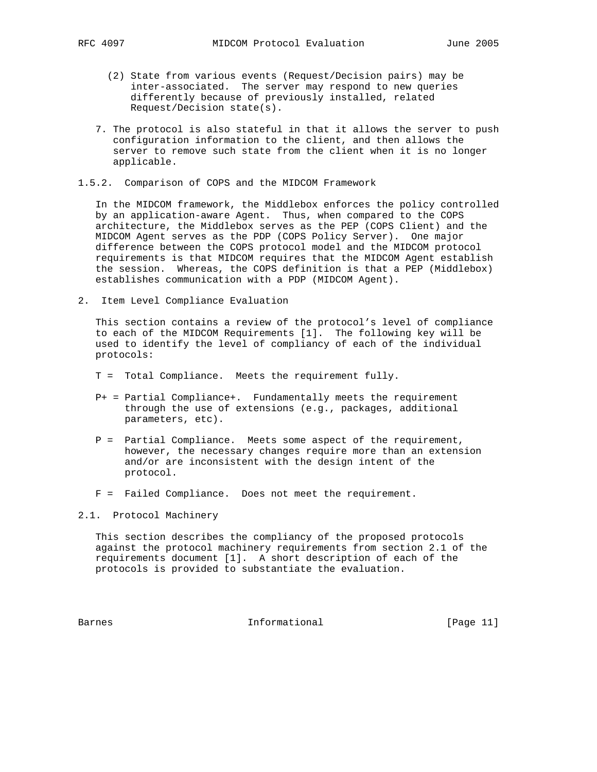(2) State from various events (Request/Decision pairs) may be inter-associated. The server may respond to new queries differently because of previously installed, related Request/Decision state(s).

7. The protocol is also stateful in that it allows the server to push configuration information to the client, and then allows the server to remove such state from the client when it is no longer applicable.

### 1.5.2. Comparison of COPS and the MIDCOM Framework

In the MIDCOM framework, the Middlebox enforces the policy controlled by an application-aware Agent. Thus, when compared to the COPS architecture, the Middlebox serves as the PEP (COPS Client) and the MIDCOM Agent serves as the PDP (COPS Policy Server). One major difference between the COPS protocol model and the MIDCOM protocol requirements is that MIDCOM requires that the MIDCOM Agent establish the session. Whereas, the COPS definition is that a PEP (Middlebox) establishes communication with a PDP (MIDCOM Agent).

## 2. Item Level Compliance Evaluation

This section contains a review of the protocol's level of compliance to each of the MIDCOM Requirements [1]. The following key will be used to identify the level of compliancy of each of the individual protocols:

- T = Total Compliance. Meets the requirement fully.
- P+ = Partial Compliance+. Fundamentally meets the requirement through the use of extensions (e.g., packages, additional parameters, etc).
- P = Partial Compliance. Meets some aspect of the requirement, however, the necessary changes require more than an extension and/or are inconsistent with the design intent of the protocol.
- F = Failed Compliance. Does not meet the requirement.

### 2.1. Protocol Machinery

This section describes the compliancy of the proposed protocols against the protocol machinery requirements from section 2.1 of the requirements document [1]. A short description of each of the protocols is provided to substantiate the evaluation.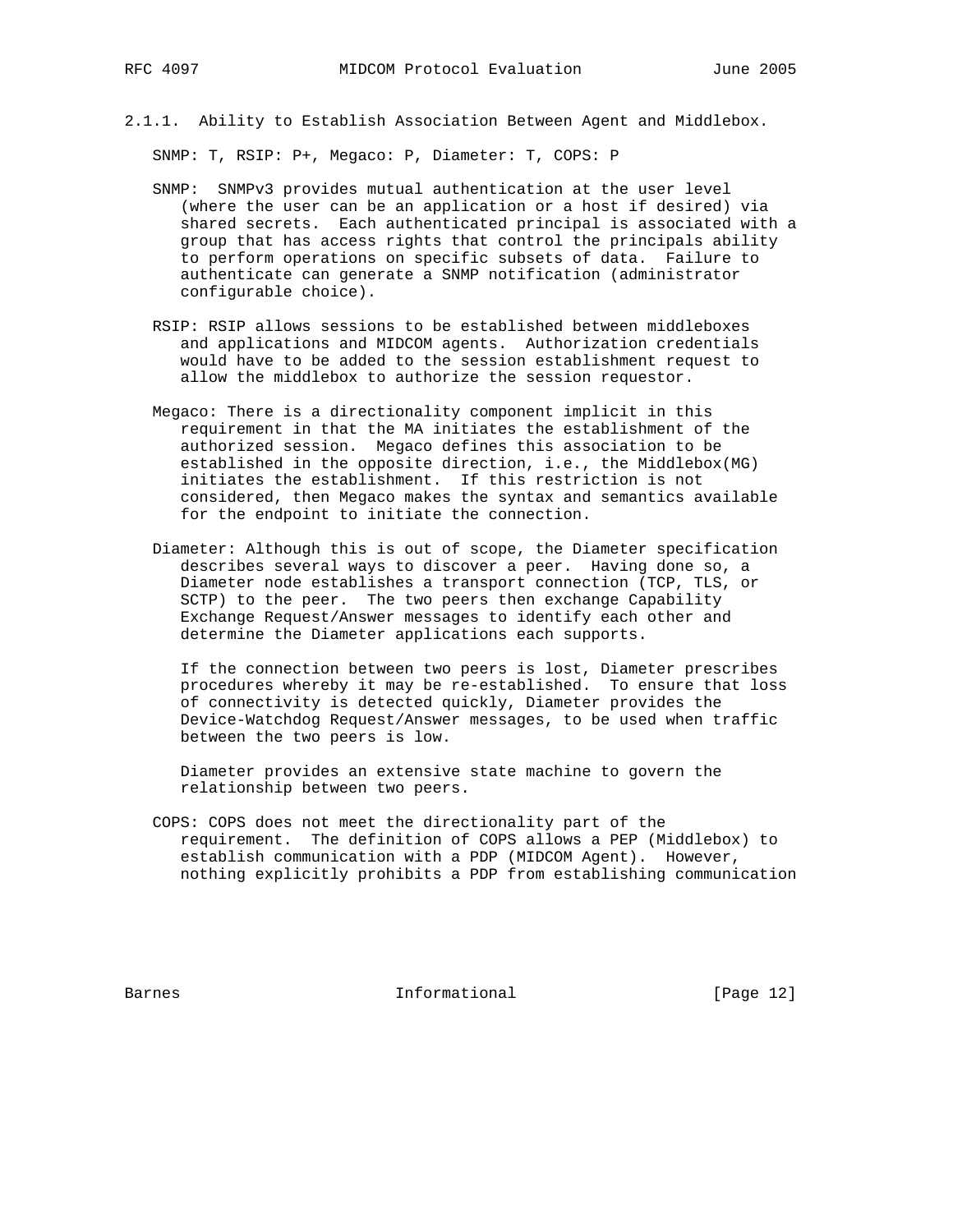### 2.1.1. Ability to Establish Association Between Agent and Middlebox.

SNMP: T, RSIP: P+, Megaco: P, Diameter: T, COPS: P

SNMP: SNMPv3 provides mutual authentication at the user level (where the user can be an application or a host if desired) via shared secrets. Each authenticated principal is associated with a group that has access rights that control the principals ability to perform operations on specific subsets of data. Failure to authenticate can generate a SNMP notification (administrator configurable choice).

RSIP: RSIP allows sessions to be established between middleboxes and applications and MIDCOM agents. Authorization credentials would have to be added to the session establishment request to allow the middlebox to authorize the session requestor.

Megaco: There is a directionality component implicit in this requirement in that the MA initiates the establishment of the authorized session. Megaco defines this association to be established in the opposite direction, i.e., the Middlebox(MG) initiates the establishment. If this restriction is not considered, then Megaco makes the syntax and semantics available for the endpoint to initiate the connection.

Diameter: Although this is out of scope, the Diameter specification describes several ways to discover a peer. Having done so, a Diameter node establishes a transport connection (TCP, TLS, or SCTP) to the peer. The two peers then exchange Capability Exchange Request/Answer messages to identify each other and determine the Diameter applications each supports.

If the connection between two peers is lost, Diameter prescribes procedures whereby it may be re-established. To ensure that loss of connectivity is detected quickly, Diameter provides the Device-Watchdog Request/Answer messages, to be used when traffic between the two peers is low.

Diameter provides an extensive state machine to govern the relationship between two peers.

COPS: COPS does not meet the directionality part of the requirement. The definition of COPS allows a PEP (Middlebox) to establish communication with a PDP (MIDCOM Agent). However, nothing explicitly prohibits a PDP from establishing communication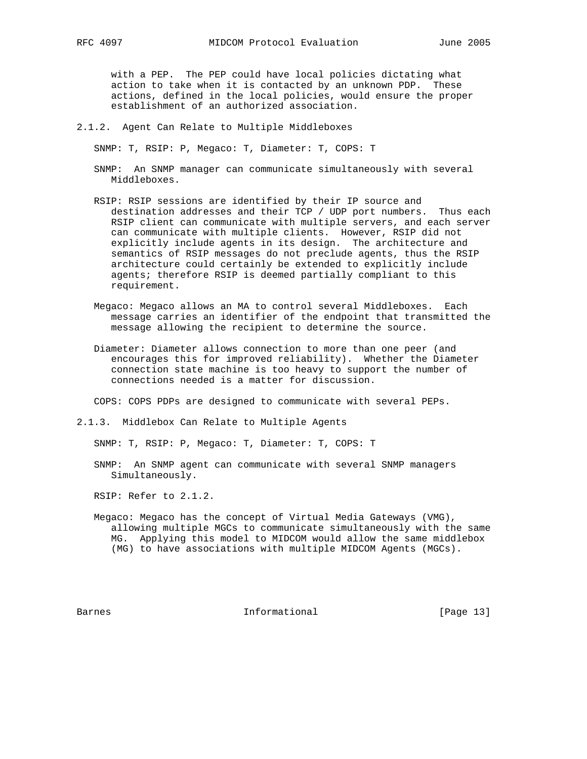with a PEP. The PEP could have local policies dictating what action to take when it is contacted by an unknown PDP. These actions, defined in the local policies, would ensure the proper establishment of an authorized association.

### 2.1.2. Agent Can Relate to Multiple Middleboxes

SNMP: T, RSIP: P, Megaco: T, Diameter: T, COPS: T

SNMP: An SNMP manager can communicate simultaneously with several Middleboxes.

RSIP: RSIP sessions are identified by their IP source and destination addresses and their TCP / UDP port numbers. Thus each RSIP client can communicate with multiple servers, and each server can communicate with multiple clients. However, RSIP did not explicitly include agents in its design. The architecture and semantics of RSIP messages do not preclude agents, thus the RSIP architecture could certainly be extended to explicitly include agents; therefore RSIP is deemed partially compliant to this requirement.

Megaco: Megaco allows an MA to control several Middleboxes. Each message carries an identifier of the endpoint that transmitted the message allowing the recipient to determine the source.

Diameter: Diameter allows connection to more than one peer (and encourages this for improved reliability). Whether the Diameter connection state machine is too heavy to support the number of connections needed is a matter for discussion.

COPS: COPS PDPs are designed to communicate with several PEPs.

### 2.1.3. Middlebox Can Relate to Multiple Agents

SNMP: T, RSIP: P, Megaco: T, Diameter: T, COPS: T

SNMP: An SNMP agent can communicate with several SNMP managers Simultaneously.

RSIP: Refer to 2.1.2.

Megaco: Megaco has the concept of Virtual Media Gateways (VMG), allowing multiple MGCs to communicate simultaneously with the same MG. Applying this model to MIDCOM would allow the same middlebox (MG) to have associations with multiple MIDCOM Agents (MGCs).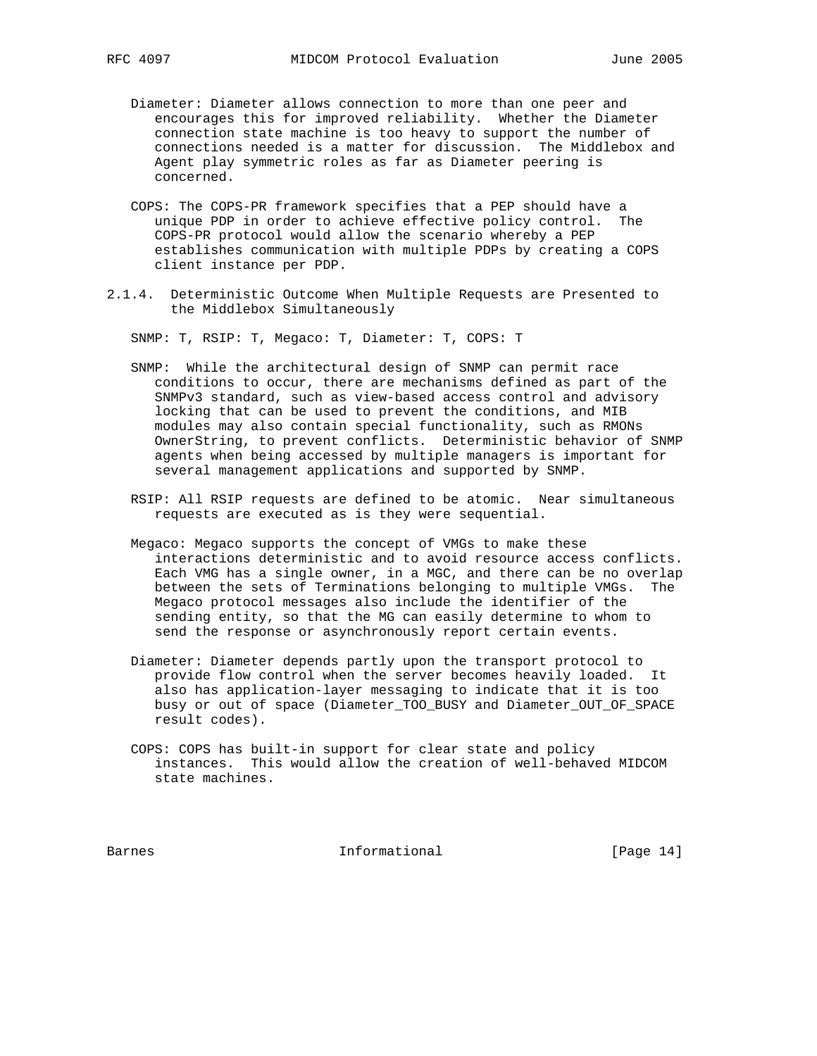Diameter: Diameter allows connection to more than one peer and encourages this for improved reliability. Whether the Diameter connection state machine is too heavy to support the number of connections needed is a matter for discussion. The Middlebox and Agent play symmetric roles as far as Diameter peering is concerned.

COPS: The COPS-PR framework specifies that a PEP should have a unique PDP in order to achieve effective policy control. The COPS-PR protocol would allow the scenario whereby a PEP establishes communication with multiple PDPs by creating a COPS client instance per PDP.

### 2.1.4. Deterministic Outcome When Multiple Requests are Presented to the Middlebox Simultaneously

SNMP: T, RSIP: T, Megaco: T, Diameter: T, COPS: T

SNMP: While the architectural design of SNMP can permit race conditions to occur, there are mechanisms defined as part of the SNMPv3 standard, such as view-based access control and advisory locking that can be used to prevent the conditions, and MIB modules may also contain special functionality, such as RMONs OwnerString, to prevent conflicts. Deterministic behavior of SNMP agents when being accessed by multiple managers is important for several management applications and supported by SNMP.

RSIP: All RSIP requests are defined to be atomic. Near simultaneous requests are executed as is they were sequential.

Megaco: Megaco supports the concept of VMGs to make these interactions deterministic and to avoid resource access conflicts. Each VMG has a single owner, in a MGC, and there can be no overlap between the sets of Terminations belonging to multiple VMGs. The Megaco protocol messages also include the identifier of the sending entity, so that the MG can easily determine to whom to send the response or asynchronously report certain events.

Diameter: Diameter depends partly upon the transport protocol to provide flow control when the server becomes heavily loaded. It also has application-layer messaging to indicate that it is too busy or out of space (Diameter_TOO_BUSY and Diameter_OUT_OF_SPACE result codes).

COPS: COPS has built-in support for clear state and policy instances. This would allow the creation of well-behaved MIDCOM state machines.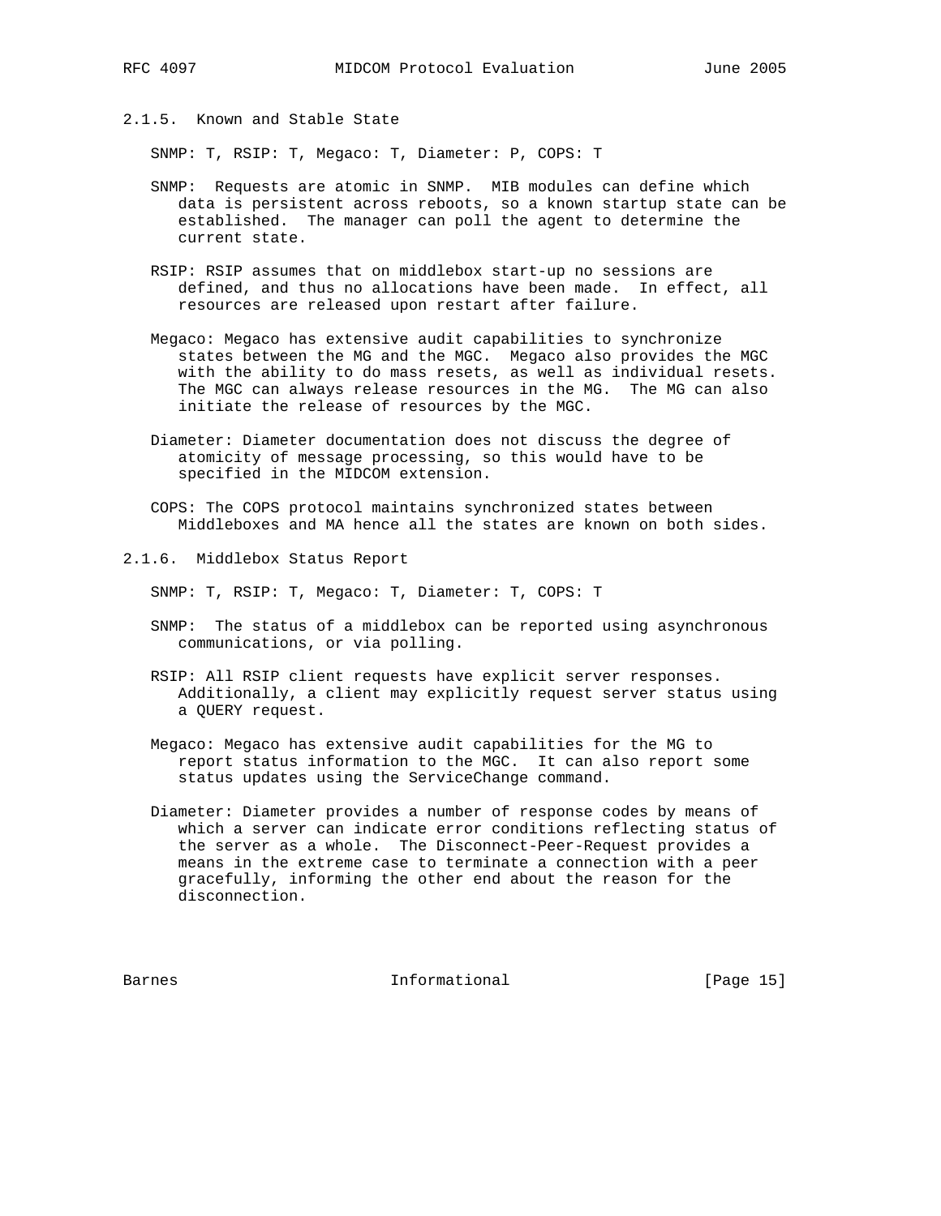### 2.1.5. Known and Stable State

SNMP: T, RSIP: T, Megaco: T, Diameter: P, COPS: T

SNMP: Requests are atomic in SNMP. MIB modules can define which data is persistent across reboots, so a known startup state can be established. The manager can poll the agent to determine the current state.

RSIP: RSIP assumes that on middlebox start-up no sessions are defined, and thus no allocations have been made. In effect, all resources are released upon restart after failure.

Megaco: Megaco has extensive audit capabilities to synchronize states between the MG and the MGC. Megaco also provides the MGC with the ability to do mass resets, as well as individual resets. The MGC can always release resources in the MG. The MG can also initiate the release of resources by the MGC.

Diameter: Diameter documentation does not discuss the degree of atomicity of message processing, so this would have to be specified in the MIDCOM extension.

COPS: The COPS protocol maintains synchronized states between Middleboxes and MA hence all the states are known on both sides.

### 2.1.6. Middlebox Status Report

SNMP: T, RSIP: T, Megaco: T, Diameter: T, COPS: T

SNMP: The status of a middlebox can be reported using asynchronous communications, or via polling.

RSIP: All RSIP client requests have explicit server responses. Additionally, a client may explicitly request server status using a QUERY request.

Megaco: Megaco has extensive audit capabilities for the MG to report status information to the MGC. It can also report some status updates using the ServiceChange command.

Diameter: Diameter provides a number of response codes by means of which a server can indicate error conditions reflecting status of the server as a whole. The Disconnect-Peer-Request provides a means in the extreme case to terminate a connection with a peer gracefully, informing the other end about the reason for the disconnection.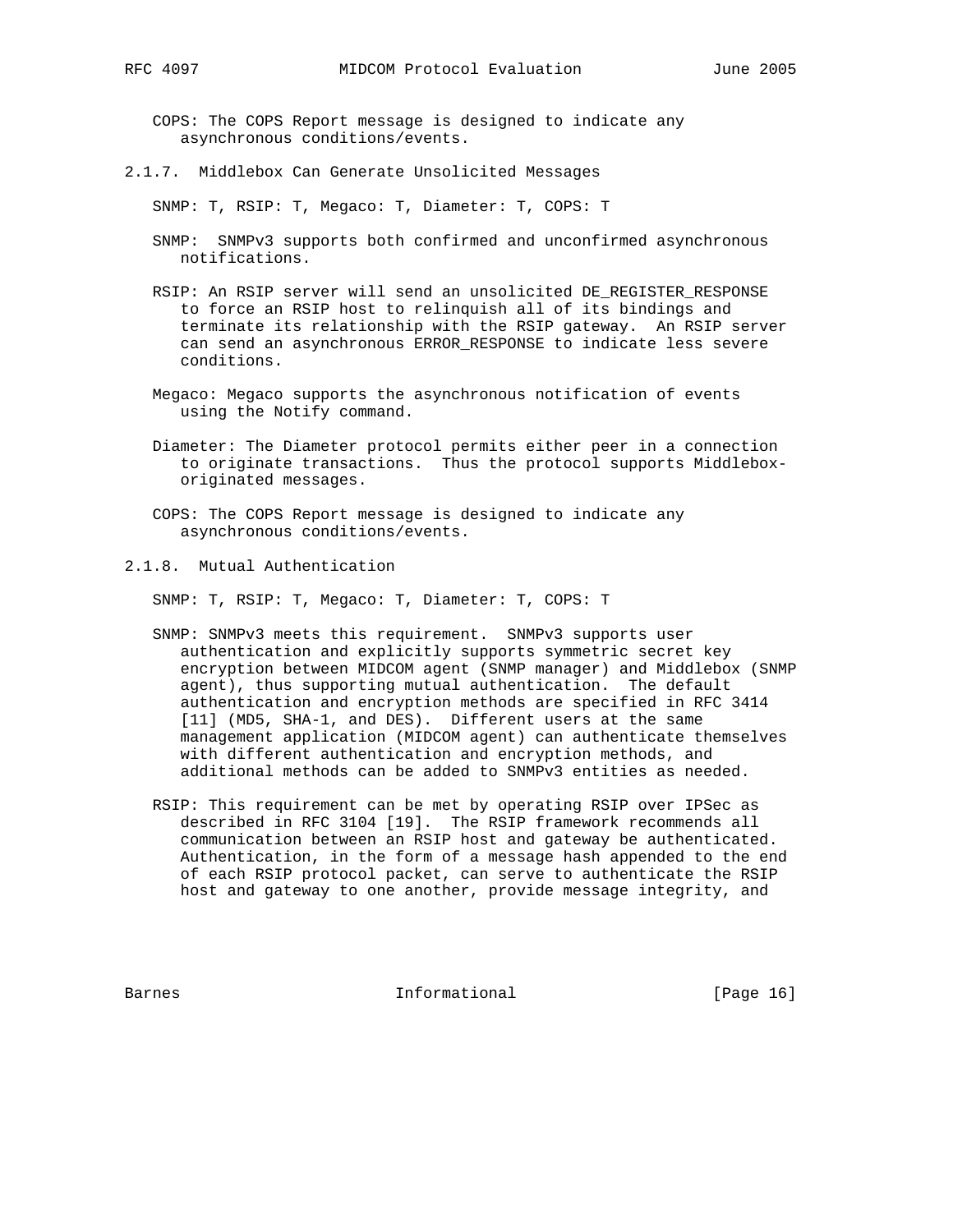COPS: The COPS Report message is designed to indicate any asynchronous conditions/events.

### 2.1.7. Middlebox Can Generate Unsolicited Messages

SNMP: T, RSIP: T, Megaco: T, Diameter: T, COPS: T

SNMP: SNMPv3 supports both confirmed and unconfirmed asynchronous notifications.

RSIP: An RSIP server will send an unsolicited DE_REGISTER_RESPONSE to force an RSIP host to relinquish all of its bindings and terminate its relationship with the RSIP gateway. An RSIP server can send an asynchronous ERROR_RESPONSE to indicate less severe conditions.

Megaco: Megaco supports the asynchronous notification of events using the Notify command.

Diameter: The Diameter protocol permits either peer in a connection to originate transactions. Thus the protocol supports Middlebox-originated messages.

COPS: The COPS Report message is designed to indicate any asynchronous conditions/events.

### 2.1.8. Mutual Authentication

SNMP: T, RSIP: T, Megaco: T, Diameter: T, COPS: T

SNMP: SNMPv3 meets this requirement. SNMPv3 supports user authentication and explicitly supports symmetric secret key encryption between MIDCOM agent (SNMP manager) and Middlebox (SNMP agent), thus supporting mutual authentication. The default authentication and encryption methods are specified in RFC 3414 [11] (MD5, SHA-1, and DES). Different users at the same management application (MIDCOM agent) can authenticate themselves with different authentication and encryption methods, and additional methods can be added to SNMPv3 entities as needed.

RSIP: This requirement can be met by operating RSIP over IPSec as described in RFC 3104 [19]. The RSIP framework recommends all communication between an RSIP host and gateway be authenticated. Authentication, in the form of a message hash appended to the end of each RSIP protocol packet, can serve to authenticate the RSIP host and gateway to one another, provide message integrity, and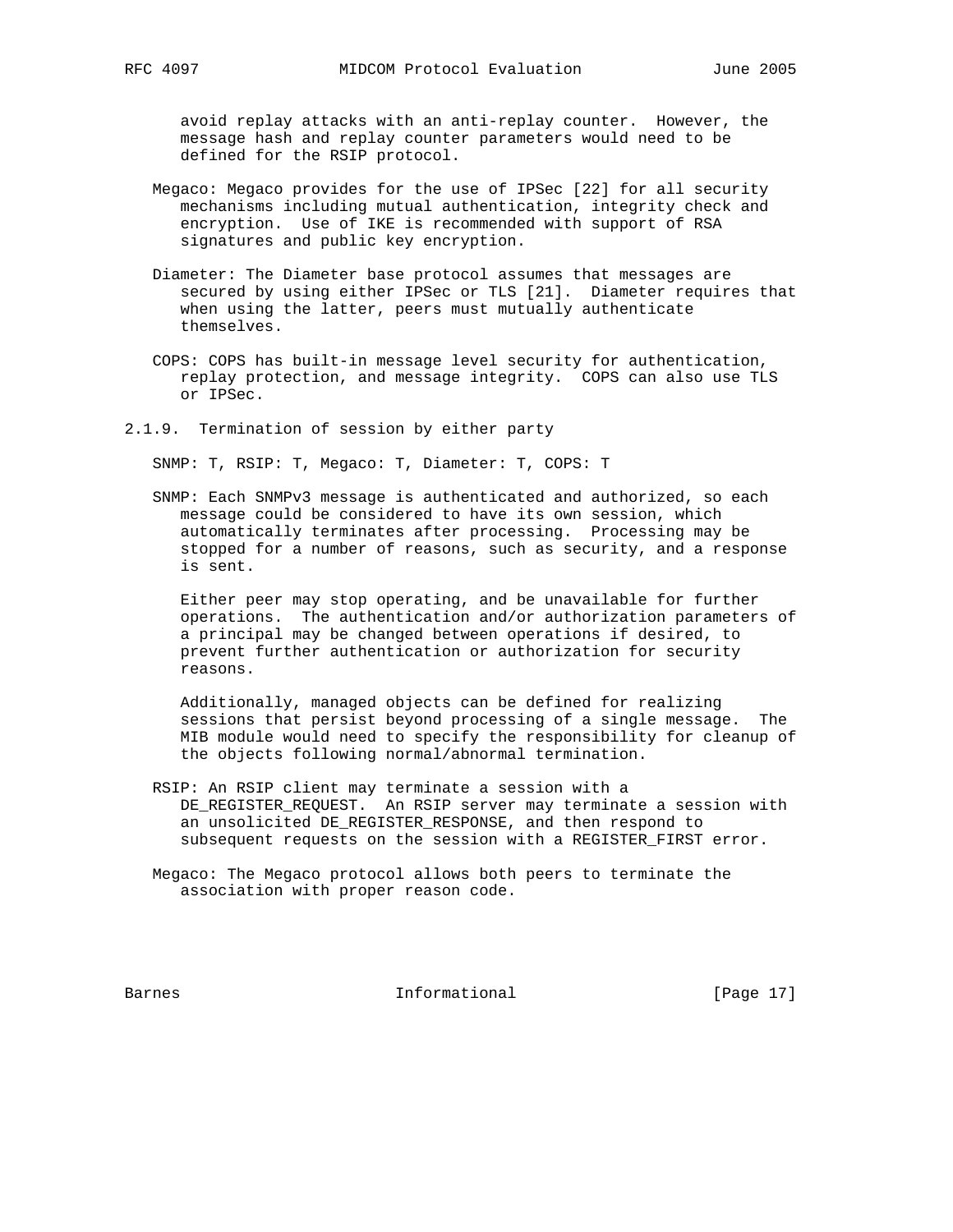avoid replay attacks with an anti-replay counter. However, the message hash and replay counter parameters would need to be defined for the RSIP protocol.

Megaco: Megaco provides for the use of IPSec [22] for all security mechanisms including mutual authentication, integrity check and encryption. Use of IKE is recommended with support of RSA signatures and public key encryption.

Diameter: The Diameter base protocol assumes that messages are secured by using either IPSec or TLS [21]. Diameter requires that when using the latter, peers must mutually authenticate themselves.

COPS: COPS has built-in message level security for authentication, replay protection, and message integrity. COPS can also use TLS or IPSec.

### 2.1.9. Termination of session by either party

SNMP: T, RSIP: T, Megaco: T, Diameter: T, COPS: T

SNMP: Each SNMPv3 message is authenticated and authorized, so each message could be considered to have its own session, which automatically terminates after processing. Processing may be stopped for a number of reasons, such as security, and a response is sent.

Either peer may stop operating, and be unavailable for further operations. The authentication and/or authorization parameters of a principal may be changed between operations if desired, to prevent further authentication or authorization for security reasons.

Additionally, managed objects can be defined for realizing sessions that persist beyond processing of a single message. The MIB module would need to specify the responsibility for cleanup of the objects following normal/abnormal termination.

RSIP: An RSIP client may terminate a session with a DE_REGISTER_REQUEST. An RSIP server may terminate a session with an unsolicited DE_REGISTER_RESPONSE, and then respond to subsequent requests on the session with a REGISTER_FIRST error.

Megaco: The Megaco protocol allows both peers to terminate the association with proper reason code.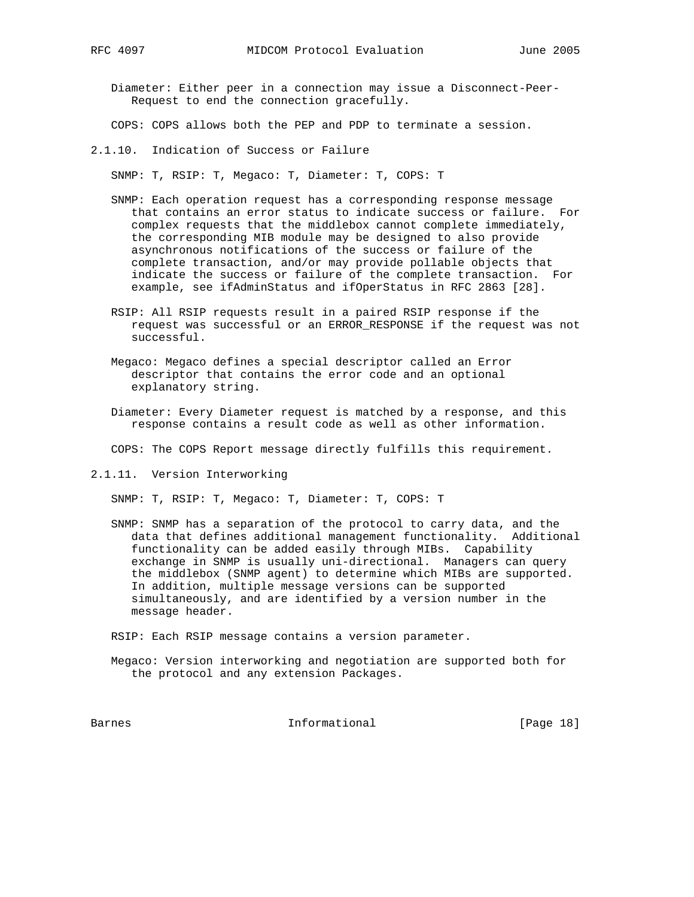Diameter: Either peer in a connection may issue a Disconnect-Peer-Request to end the connection gracefully.

COPS: COPS allows both the PEP and PDP to terminate a session.

### 2.1.10. Indication of Success or Failure

SNMP: T, RSIP: T, Megaco: T, Diameter: T, COPS: T

SNMP: Each operation request has a corresponding response message that contains an error status to indicate success or failure. For complex requests that the middlebox cannot complete immediately, the corresponding MIB module may be designed to also provide asynchronous notifications of the success or failure of the complete transaction, and/or may provide pollable objects that indicate the success or failure of the complete transaction. For example, see ifAdminStatus and ifOperStatus in RFC 2863 [28].

RSIP: All RSIP requests result in a paired RSIP response if the request was successful or an ERROR_RESPONSE if the request was not successful.

Megaco: Megaco defines a special descriptor called an Error descriptor that contains the error code and an optional explanatory string.

Diameter: Every Diameter request is matched by a response, and this response contains a result code as well as other information.

COPS: The COPS Report message directly fulfills this requirement.

### 2.1.11. Version Interworking

SNMP: T, RSIP: T, Megaco: T, Diameter: T, COPS: T

SNMP: SNMP has a separation of the protocol to carry data, and the data that defines additional management functionality. Additional functionality can be added easily through MIBs. Capability exchange in SNMP is usually uni-directional. Managers can query the middlebox (SNMP agent) to determine which MIBs are supported. In addition, multiple message versions can be supported simultaneously, and are identified by a version number in the message header.

RSIP: Each RSIP message contains a version parameter.

Megaco: Version interworking and negotiation are supported both for the protocol and any extension Packages.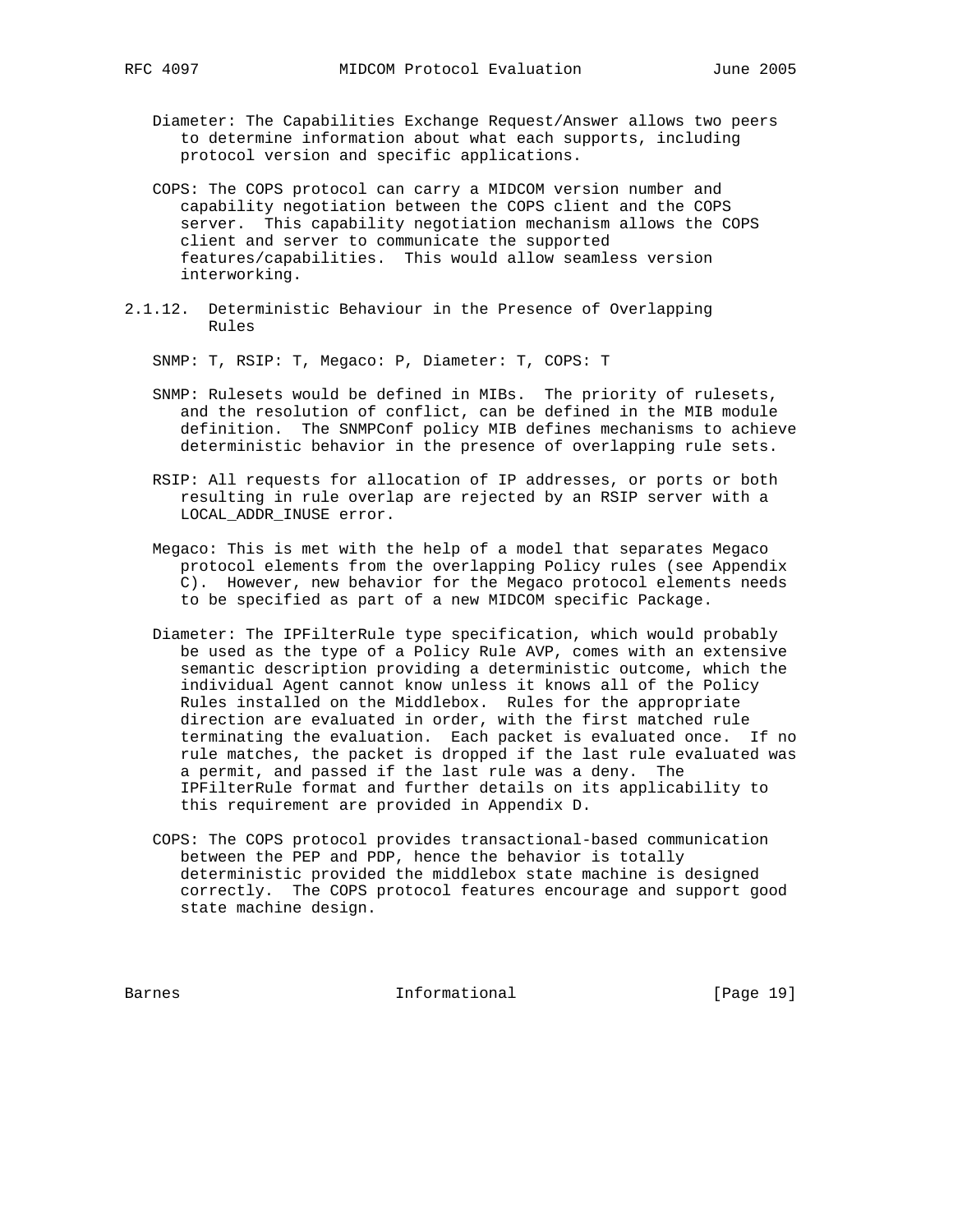Diameter: The Capabilities Exchange Request/Answer allows two peers to determine information about what each supports, including protocol version and specific applications.

COPS: The COPS protocol can carry a MIDCOM version number and capability negotiation between the COPS client and the COPS server. This capability negotiation mechanism allows the COPS client and server to communicate the supported features/capabilities. This would allow seamless version interworking.

#### 2.1.12. Deterministic Behaviour in the Presence of Overlapping Rules

SNMP: T, RSIP: T, Megaco: P, Diameter: T, COPS: T

SNMP: Rulesets would be defined in MIBs. The priority of rulesets, and the resolution of conflict, can be defined in the MIB module definition. The SNMPConf policy MIB defines mechanisms to achieve deterministic behavior in the presence of overlapping rule sets.

RSIP: All requests for allocation of IP addresses, or ports or both resulting in rule overlap are rejected by an RSIP server with a LOCAL_ADDR_INUSE error.

Megaco: This is met with the help of a model that separates Megaco protocol elements from the overlapping Policy rules (see Appendix C). However, new behavior for the Megaco protocol elements needs to be specified as part of a new MIDCOM specific Package.

Diameter: The IPFilterRule type specification, which would probably be used as the type of a Policy Rule AVP, comes with an extensive semantic description providing a deterministic outcome, which the individual Agent cannot know unless it knows all of the Policy Rules installed on the Middlebox. Rules for the appropriate direction are evaluated in order, with the first matched rule terminating the evaluation. Each packet is evaluated once. If no rule matches, the packet is dropped if the last rule evaluated was a permit, and passed if the last rule was a deny. The IPFilterRule format and further details on its applicability to this requirement are provided in Appendix D.

COPS: The COPS protocol provides transactional-based communication between the PEP and PDP, hence the behavior is totally deterministic provided the middlebox state machine is designed correctly. The COPS protocol features encourage and support good state machine design.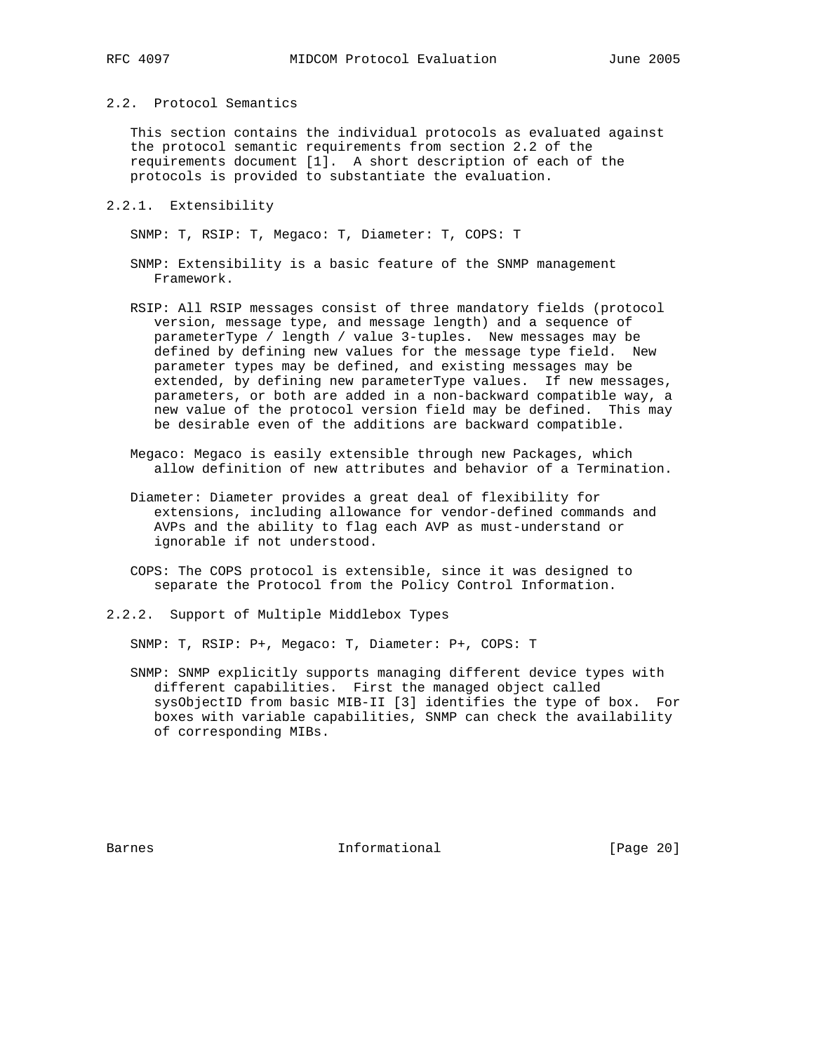### 2.2. Protocol Semantics

This section contains the individual protocols as evaluated against the protocol semantic requirements from section 2.2 of the requirements document [1]. A short description of each of the protocols is provided to substantiate the evaluation.

#### 2.2.1. Extensibility

SNMP: T, RSIP: T, Megaco: T, Diameter: T, COPS: T

SNMP: Extensibility is a basic feature of the SNMP management Framework.

RSIP: All RSIP messages consist of three mandatory fields (protocol version, message type, and message length) and a sequence of parameterType / length / value 3-tuples. New messages may be defined by defining new values for the message type field. New parameter types may be defined, and existing messages may be extended, by defining new parameterType values. If new messages, parameters, or both are added in a non-backward compatible way, a new value of the protocol version field may be defined. This may be desirable even of the additions are backward compatible.

Megaco: Megaco is easily extensible through new Packages, which allow definition of new attributes and behavior of a Termination.

Diameter: Diameter provides a great deal of flexibility for extensions, including allowance for vendor-defined commands and AVPs and the ability to flag each AVP as must-understand or ignorable if not understood.

COPS: The COPS protocol is extensible, since it was designed to separate the Protocol from the Policy Control Information.

#### 2.2.2. Support of Multiple Middlebox Types

SNMP: T, RSIP: P+, Megaco: T, Diameter: P+, COPS: T

SNMP: SNMP explicitly supports managing different device types with different capabilities. First the managed object called sysObjectID from basic MIB-II [3] identifies the type of box. For boxes with variable capabilities, SNMP can check the availability of corresponding MIBs.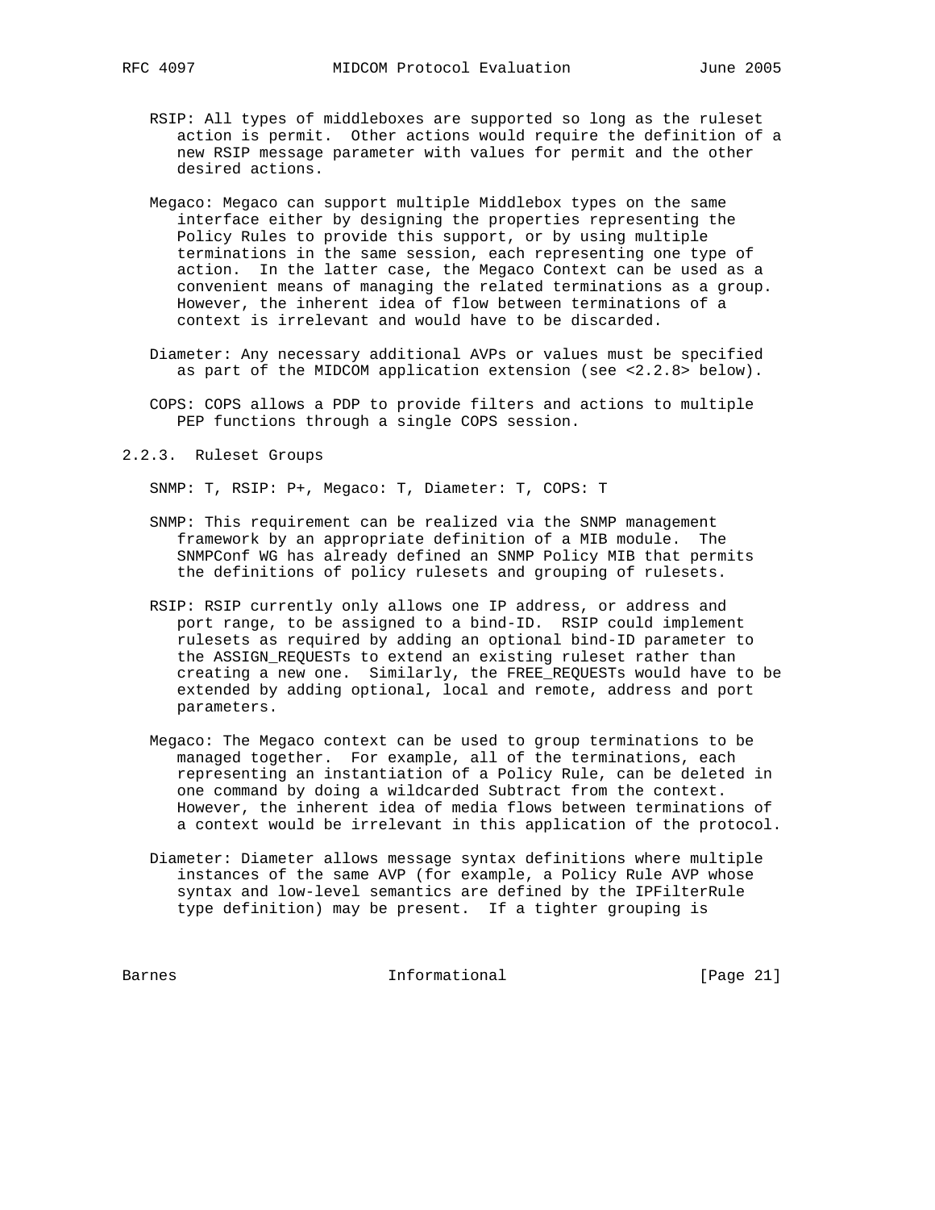RSIP: All types of middleboxes are supported so long as the ruleset action is permit. Other actions would require the definition of a new RSIP message parameter with values for permit and the other desired actions.

Megaco: Megaco can support multiple Middlebox types on the same interface either by designing the properties representing the Policy Rules to provide this support, or by using multiple terminations in the same session, each representing one type of action. In the latter case, the Megaco Context can be used as a convenient means of managing the related terminations as a group. However, the inherent idea of flow between terminations of a context is irrelevant and would have to be discarded.

Diameter: Any necessary additional AVPs or values must be specified as part of the MIDCOM application extension (see <2.2.8> below).

COPS: COPS allows a PDP to provide filters and actions to multiple PEP functions through a single COPS session.

### 2.2.3. Ruleset Groups

SNMP: T, RSIP: P+, Megaco: T, Diameter: T, COPS: T

SNMP: This requirement can be realized via the SNMP management framework by an appropriate definition of a MIB module. The SNMPConf WG has already defined an SNMP Policy MIB that permits the definitions of policy rulesets and grouping of rulesets.

RSIP: RSIP currently only allows one IP address, or address and port range, to be assigned to a bind-ID. RSIP could implement rulesets as required by adding an optional bind-ID parameter to the ASSIGN_REQUESTs to extend an existing ruleset rather than creating a new one. Similarly, the FREE_REQUESTs would have to be extended by adding optional, local and remote, address and port parameters.

Megaco: The Megaco context can be used to group terminations to be managed together. For example, all of the terminations, each representing an instantiation of a Policy Rule, can be deleted in one command by doing a wildcarded Subtract from the context. However, the inherent idea of media flows between terminations of a context would be irrelevant in this application of the protocol.

Diameter: Diameter allows message syntax definitions where multiple instances of the same AVP (for example, a Policy Rule AVP whose syntax and low-level semantics are defined by the IPFilterRule type definition) may be present. If a tighter grouping is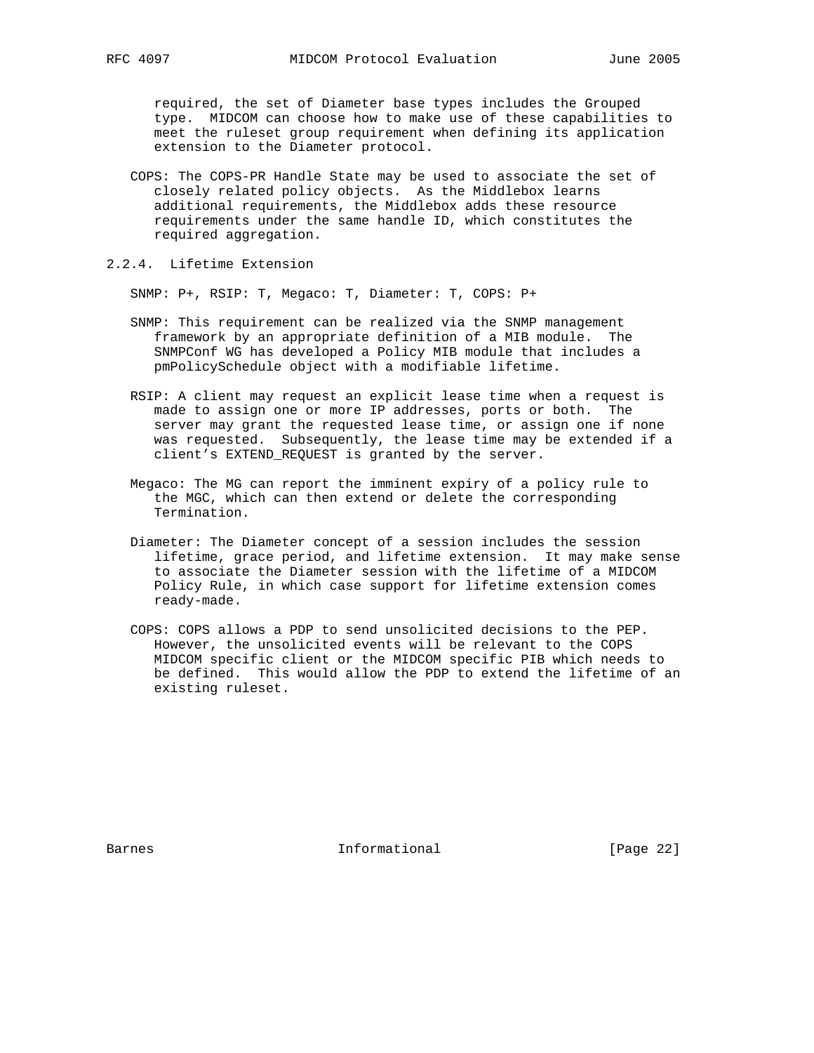required, the set of Diameter base types includes the Grouped type. MIDCOM can choose how to make use of these capabilities to meet the ruleset group requirement when defining its application extension to the Diameter protocol.

COPS: The COPS-PR Handle State may be used to associate the set of closely related policy objects. As the Middlebox learns additional requirements, the Middlebox adds these resource requirements under the same handle ID, which constitutes the required aggregation.

#### 2.2.4. Lifetime Extension

SNMP: P+, RSIP: T, Megaco: T, Diameter: T, COPS: P+

SNMP: This requirement can be realized via the SNMP management framework by an appropriate definition of a MIB module. The SNMPConf WG has developed a Policy MIB module that includes a pmPolicySchedule object with a modifiable lifetime.

RSIP: A client may request an explicit lease time when a request is made to assign one or more IP addresses, ports or both. The server may grant the requested lease time, or assign one if none was requested. Subsequently, the lease time may be extended if a client's EXTEND_REQUEST is granted by the server.

Megaco: The MG can report the imminent expiry of a policy rule to the MGC, which can then extend or delete the corresponding Termination.

Diameter: The Diameter concept of a session includes the session lifetime, grace period, and lifetime extension. It may make sense to associate the Diameter session with the lifetime of a MIDCOM Policy Rule, in which case support for lifetime extension comes ready-made.

COPS: COPS allows a PDP to send unsolicited decisions to the PEP. However, the unsolicited events will be relevant to the COPS MIDCOM specific client or the MIDCOM specific PIB which needs to be defined. This would allow the PDP to extend the lifetime of an existing ruleset.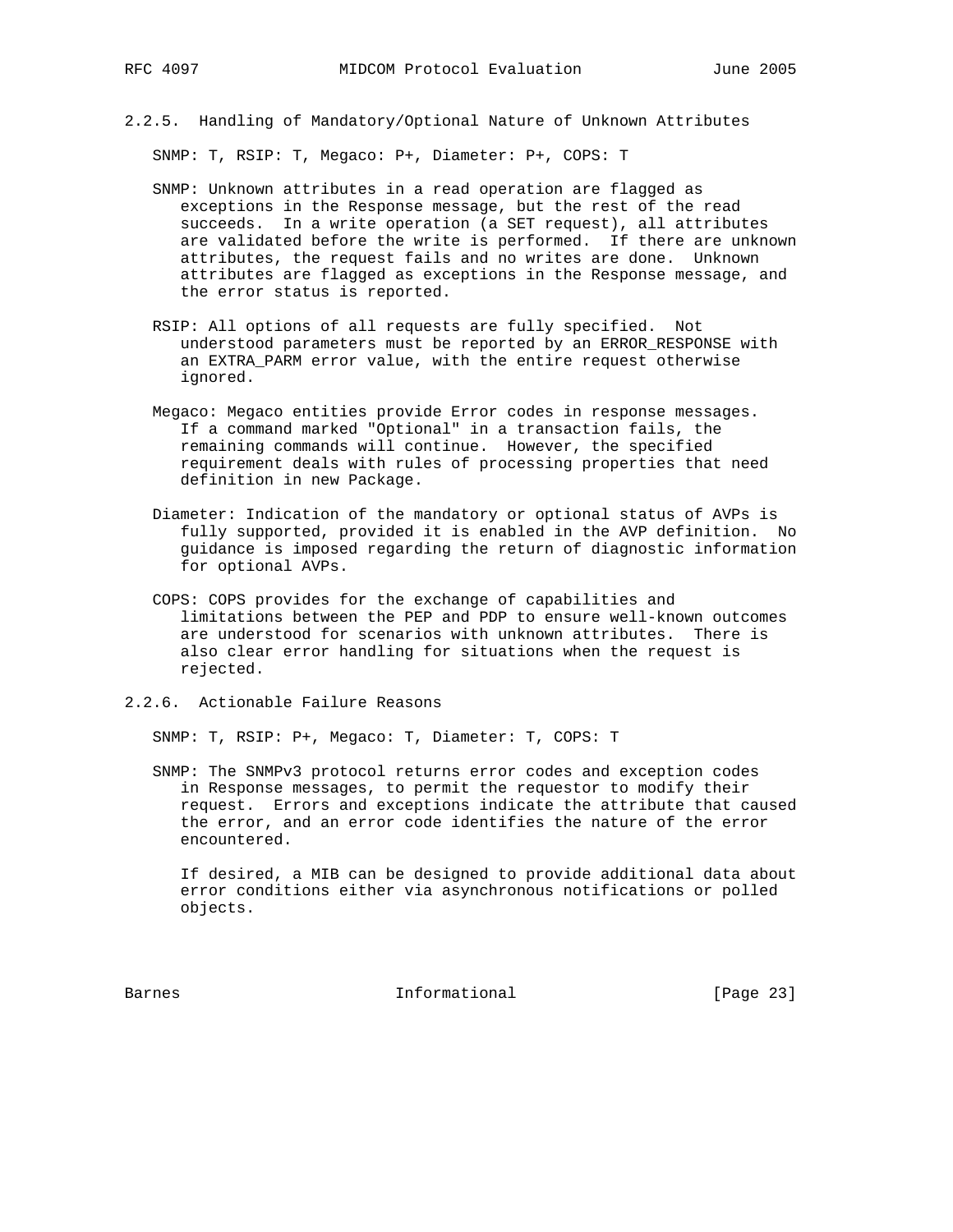#### 2.2.5. Handling of Mandatory/Optional Nature of Unknown Attributes

SNMP: T, RSIP: T, Megaco: P+, Diameter: P+, COPS: T

SNMP: Unknown attributes in a read operation are flagged as exceptions in the Response message, but the rest of the read succeeds. In a write operation (a SET request), all attributes are validated before the write is performed. If there are unknown attributes, the request fails and no writes are done. Unknown attributes are flagged as exceptions in the Response message, and the error status is reported.

RSIP: All options of all requests are fully specified. Not understood parameters must be reported by an ERROR_RESPONSE with an EXTRA_PARM error value, with the entire request otherwise ignored.

Megaco: Megaco entities provide Error codes in response messages. If a command marked "Optional" in a transaction fails, the remaining commands will continue. However, the specified requirement deals with rules of processing properties that need definition in new Package.

Diameter: Indication of the mandatory or optional status of AVPs is fully supported, provided it is enabled in the AVP definition. No guidance is imposed regarding the return of diagnostic information for optional AVPs.

COPS: COPS provides for the exchange of capabilities and limitations between the PEP and PDP to ensure well-known outcomes are understood for scenarios with unknown attributes. There is also clear error handling for situations when the request is rejected.

#### 2.2.6. Actionable Failure Reasons

SNMP: T, RSIP: P+, Megaco: T, Diameter: T, COPS: T

SNMP: The SNMPv3 protocol returns error codes and exception codes in Response messages, to permit the requestor to modify their request. Errors and exceptions indicate the attribute that caused the error, and an error code identifies the nature of the error encountered.

If desired, a MIB can be designed to provide additional data about error conditions either via asynchronous notifications or polled objects.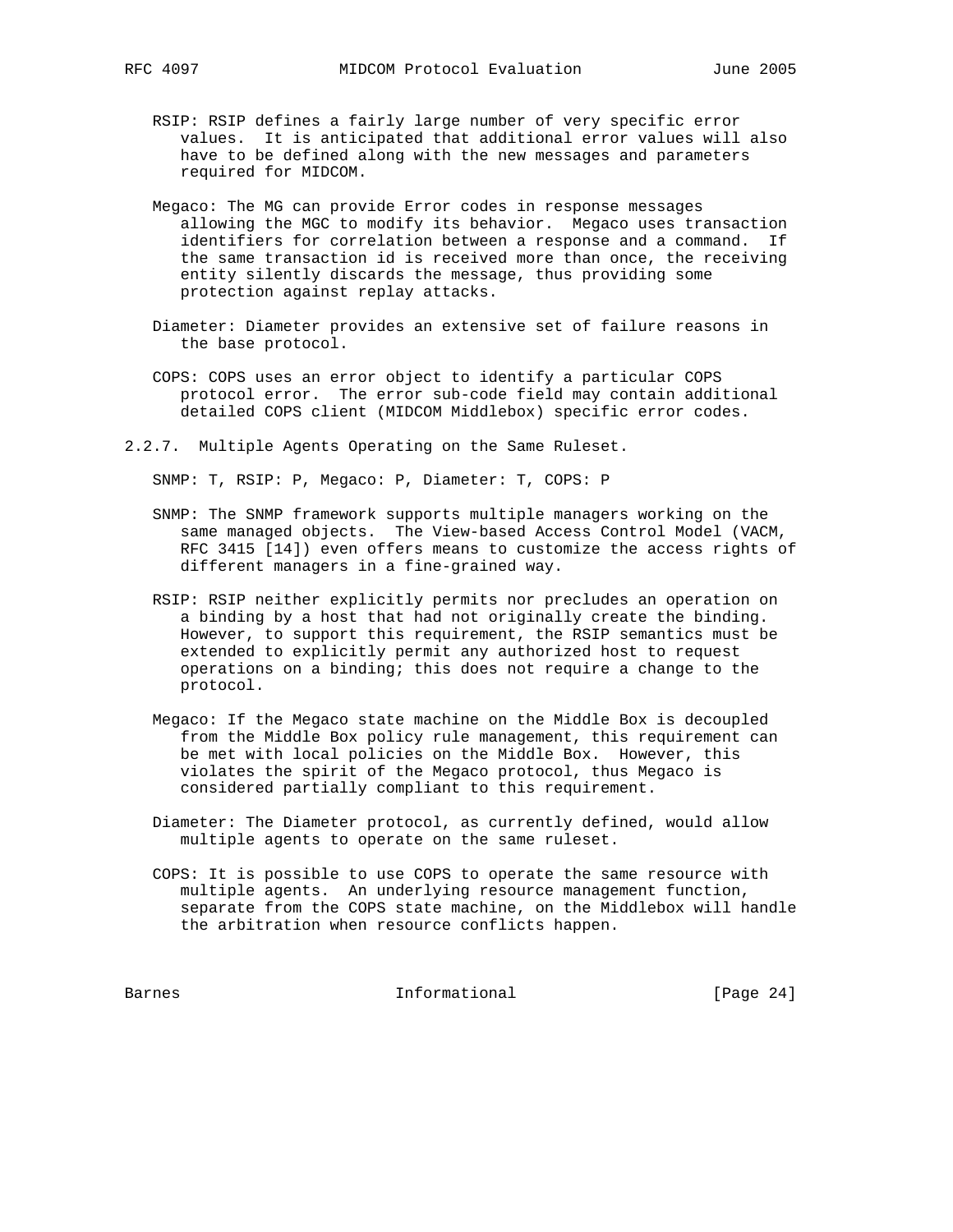RSIP: RSIP defines a fairly large number of very specific error values. It is anticipated that additional error values will also have to be defined along with the new messages and parameters required for MIDCOM.

Megaco: The MG can provide Error codes in response messages allowing the MGC to modify its behavior. Megaco uses transaction identifiers for correlation between a response and a command. If the same transaction id is received more than once, the receiving entity silently discards the message, thus providing some protection against replay attacks.

Diameter: Diameter provides an extensive set of failure reasons in the base protocol.

COPS: COPS uses an error object to identify a particular COPS protocol error. The error sub-code field may contain additional detailed COPS client (MIDCOM Middlebox) specific error codes.

#### 2.2.7. Multiple Agents Operating on the Same Ruleset.

SNMP: T, RSIP: P, Megaco: P, Diameter: T, COPS: P

SNMP: The SNMP framework supports multiple managers working on the same managed objects. The View-based Access Control Model (VACM, RFC 3415 [14]) even offers means to customize the access rights of different managers in a fine-grained way.

RSIP: RSIP neither explicitly permits nor precludes an operation on a binding by a host that had not originally create the binding. However, to support this requirement, the RSIP semantics must be extended to explicitly permit any authorized host to request operations on a binding; this does not require a change to the protocol.

Megaco: If the Megaco state machine on the Middle Box is decoupled from the Middle Box policy rule management, this requirement can be met with local policies on the Middle Box. However, this violates the spirit of the Megaco protocol, thus Megaco is considered partially compliant to this requirement.

Diameter: The Diameter protocol, as currently defined, would allow multiple agents to operate on the same ruleset.

COPS: It is possible to use COPS to operate the same resource with multiple agents. An underlying resource management function, separate from the COPS state machine, on the Middlebox will handle the arbitration when resource conflicts happen.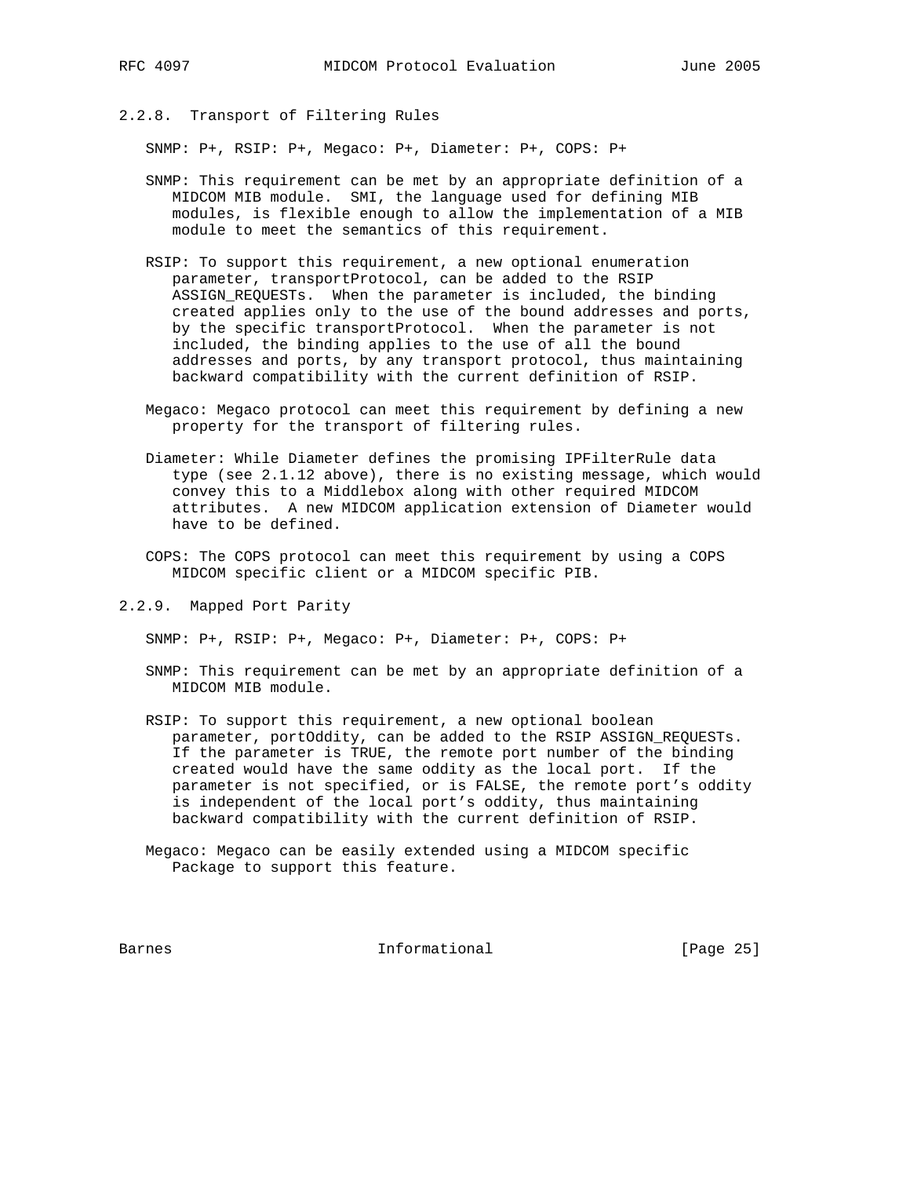### 2.2.8. Transport of Filtering Rules

SNMP: P+, RSIP: P+, Megaco: P+, Diameter: P+, COPS: P+

SNMP: This requirement can be met by an appropriate definition of a MIDCOM MIB module. SMI, the language used for defining MIB modules, is flexible enough to allow the implementation of a MIB module to meet the semantics of this requirement.

RSIP: To support this requirement, a new optional enumeration parameter, transportProtocol, can be added to the RSIP ASSIGN_REQUESTs. When the parameter is included, the binding created applies only to the use of the bound addresses and ports, by the specific transportProtocol. When the parameter is not included, the binding applies to the use of all the bound addresses and ports, by any transport protocol, thus maintaining backward compatibility with the current definition of RSIP.

Megaco: Megaco protocol can meet this requirement by defining a new property for the transport of filtering rules.

Diameter: While Diameter defines the promising IPFilterRule data type (see 2.1.12 above), there is no existing message, which would convey this to a Middlebox along with other required MIDCOM attributes. A new MIDCOM application extension of Diameter would have to be defined.

COPS: The COPS protocol can meet this requirement by using a COPS MIDCOM specific client or a MIDCOM specific PIB.

### 2.2.9. Mapped Port Parity

SNMP: P+, RSIP: P+, Megaco: P+, Diameter: P+, COPS: P+

SNMP: This requirement can be met by an appropriate definition of a MIDCOM MIB module.

RSIP: To support this requirement, a new optional boolean parameter, portOddity, can be added to the RSIP ASSIGN_REQUESTs. If the parameter is TRUE, the remote port number of the binding created would have the same oddity as the local port. If the parameter is not specified, or is FALSE, the remote port's oddity is independent of the local port's oddity, thus maintaining backward compatibility with the current definition of RSIP.

Megaco: Megaco can be easily extended using a MIDCOM specific Package to support this feature.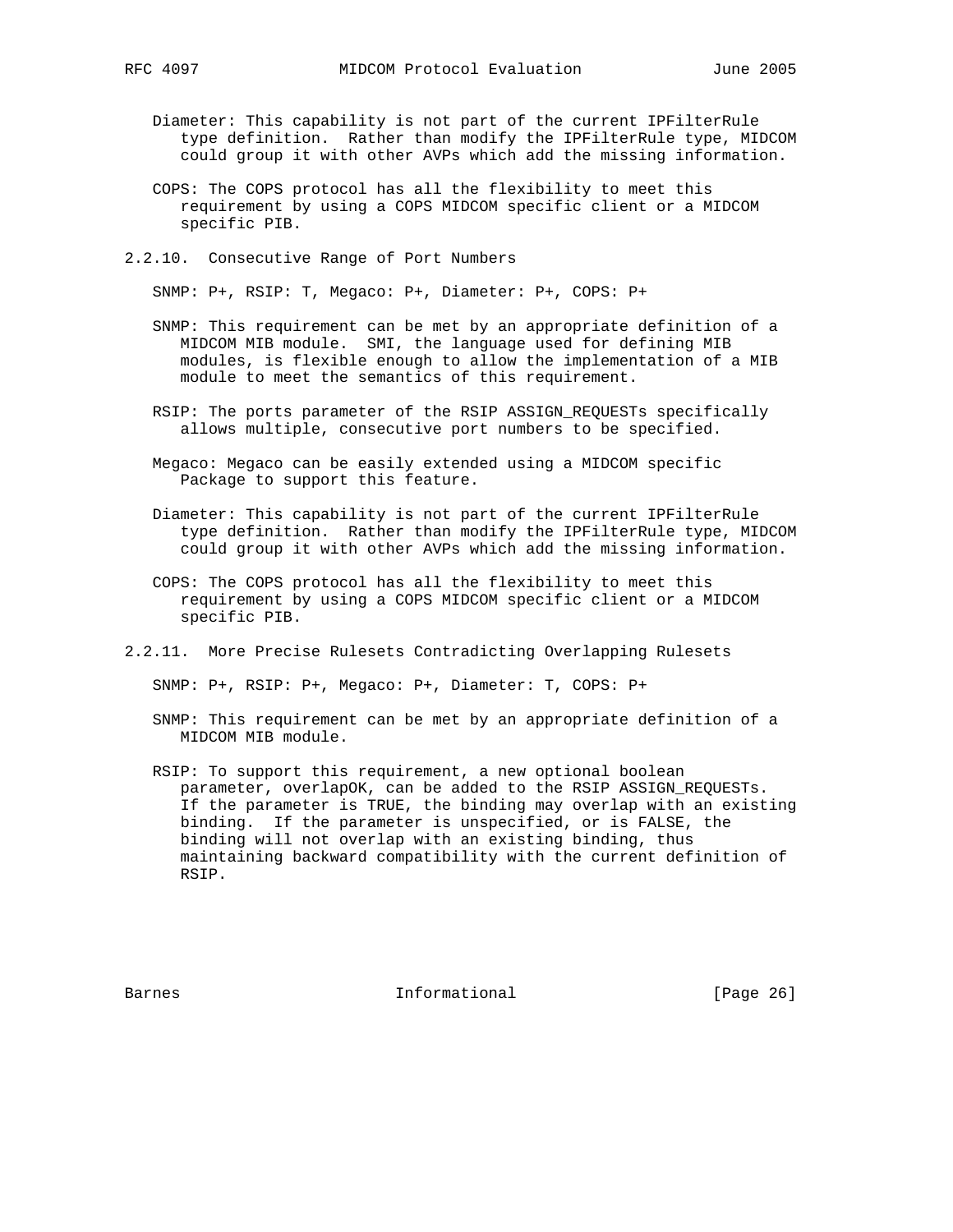Diameter: This capability is not part of the current IPFilterRule type definition. Rather than modify the IPFilterRule type, MIDCOM could group it with other AVPs which add the missing information.

COPS: The COPS protocol has all the flexibility to meet this requirement by using a COPS MIDCOM specific client or a MIDCOM specific PIB.

### 2.2.10. Consecutive Range of Port Numbers

SNMP: P+, RSIP: T, Megaco: P+, Diameter: P+, COPS: P+

SNMP: This requirement can be met by an appropriate definition of a MIDCOM MIB module. SMI, the language used for defining MIB modules, is flexible enough to allow the implementation of a MIB module to meet the semantics of this requirement.

RSIP: The ports parameter of the RSIP ASSIGN_REQUESTs specifically allows multiple, consecutive port numbers to be specified.

Megaco: Megaco can be easily extended using a MIDCOM specific Package to support this feature.

Diameter: This capability is not part of the current IPFilterRule type definition. Rather than modify the IPFilterRule type, MIDCOM could group it with other AVPs which add the missing information.

COPS: The COPS protocol has all the flexibility to meet this requirement by using a COPS MIDCOM specific client or a MIDCOM specific PIB.

### 2.2.11. More Precise Rulesets Contradicting Overlapping Rulesets

SNMP: P+, RSIP: P+, Megaco: P+, Diameter: T, COPS: P+

SNMP: This requirement can be met by an appropriate definition of a MIDCOM MIB module.

RSIP: To support this requirement, a new optional boolean parameter, overlapOK, can be added to the RSIP ASSIGN_REQUESTs. If the parameter is TRUE, the binding may overlap with an existing binding. If the parameter is unspecified, or is FALSE, the binding will not overlap with an existing binding, thus maintaining backward compatibility with the current definition of RSIP.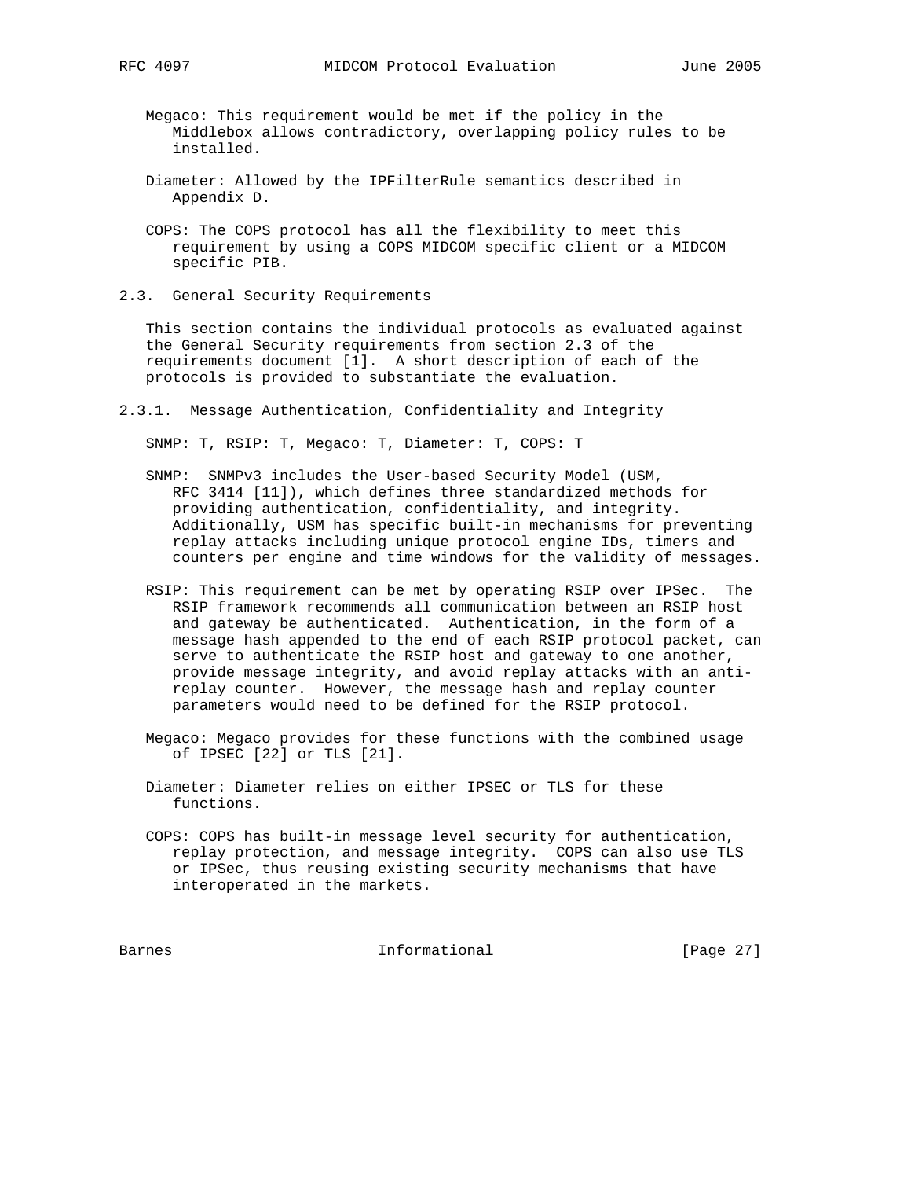Megaco: This requirement would be met if the policy in the Middlebox allows contradictory, overlapping policy rules to be installed.

Diameter: Allowed by the IPFilterRule semantics described in Appendix D.

COPS: The COPS protocol has all the flexibility to meet this requirement by using a COPS MIDCOM specific client or a MIDCOM specific PIB.

### 2.3. General Security Requirements

This section contains the individual protocols as evaluated against the General Security requirements from section 2.3 of the requirements document [1]. A short description of each of the protocols is provided to substantiate the evaluation.

#### 2.3.1. Message Authentication, Confidentiality and Integrity

SNMP: T, RSIP: T, Megaco: T, Diameter: T, COPS: T

SNMP: SNMPv3 includes the User-based Security Model (USM, RFC 3414 [11]), which defines three standardized methods for providing authentication, confidentiality, and integrity. Additionally, USM has specific built-in mechanisms for preventing replay attacks including unique protocol engine IDs, timers and counters per engine and time windows for the validity of messages.

RSIP: This requirement can be met by operating RSIP over IPSec. The RSIP framework recommends all communication between an RSIP host and gateway be authenticated. Authentication, in the form of a message hash appended to the end of each RSIP protocol packet, can serve to authenticate the RSIP host and gateway to one another, provide message integrity, and avoid replay attacks with an anti-replay counter. However, the message hash and replay counter parameters would need to be defined for the RSIP protocol.

Megaco: Megaco provides for these functions with the combined usage of IPSEC [22] or TLS [21].

Diameter: Diameter relies on either IPSEC or TLS for these functions.

COPS: COPS has built-in message level security for authentication, replay protection, and message integrity. COPS can also use TLS or IPSec, thus reusing existing security mechanisms that have interoperated in the markets.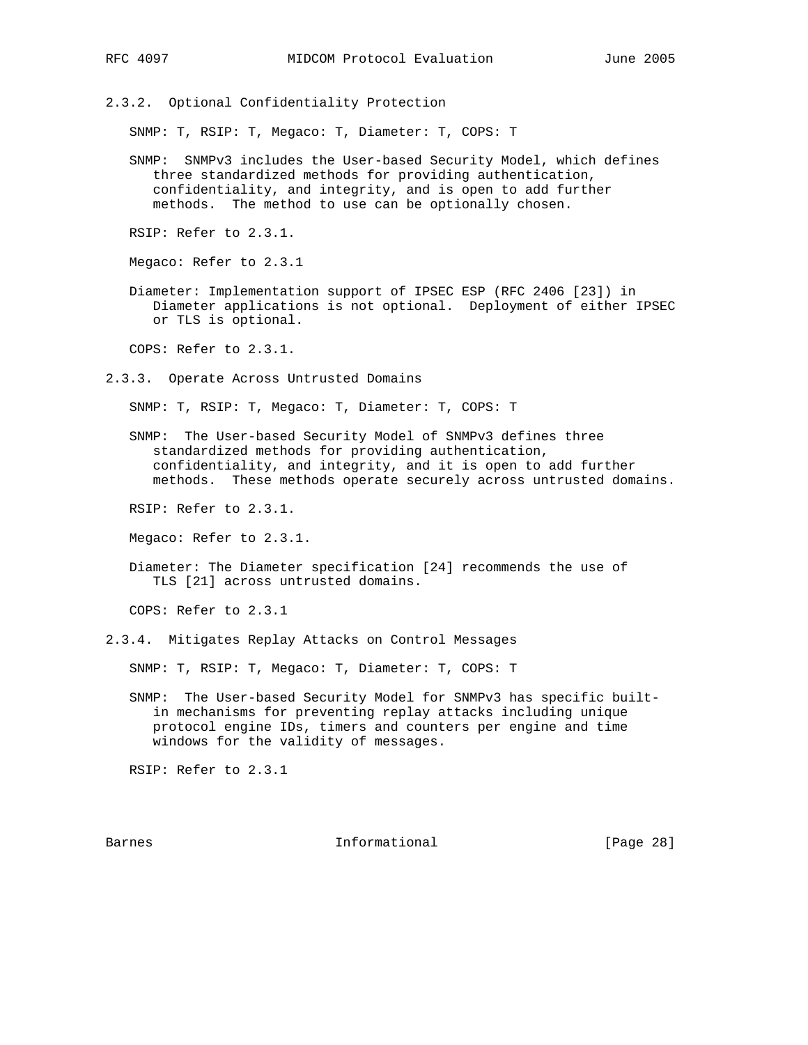### 2.3.2. Optional Confidentiality Protection

SNMP: T, RSIP: T, Megaco: T, Diameter: T, COPS: T

SNMP: SNMPv3 includes the User-based Security Model, which defines three standardized methods for providing authentication, confidentiality, and integrity, and is open to add further methods. The method to use can be optionally chosen.

RSIP: Refer to 2.3.1.

Megaco: Refer to 2.3.1

Diameter: Implementation support of IPSEC ESP (RFC 2406 [23]) in Diameter applications is not optional. Deployment of either IPSEC or TLS is optional.

COPS: Refer to 2.3.1.

### 2.3.3. Operate Across Untrusted Domains

SNMP: T, RSIP: T, Megaco: T, Diameter: T, COPS: T

SNMP: The User-based Security Model of SNMPv3 defines three standardized methods for providing authentication, confidentiality, and integrity, and it is open to add further methods. These methods operate securely across untrusted domains.

RSIP: Refer to 2.3.1.

Megaco: Refer to 2.3.1.

Diameter: The Diameter specification [24] recommends the use of TLS [21] across untrusted domains.

COPS: Refer to 2.3.1

### 2.3.4. Mitigates Replay Attacks on Control Messages

SNMP: T, RSIP: T, Megaco: T, Diameter: T, COPS: T

SNMP: The User-based Security Model for SNMPv3 has specific built-in mechanisms for preventing replay attacks including unique protocol engine IDs, timers and counters per engine and time windows for the validity of messages.

RSIP: Refer to 2.3.1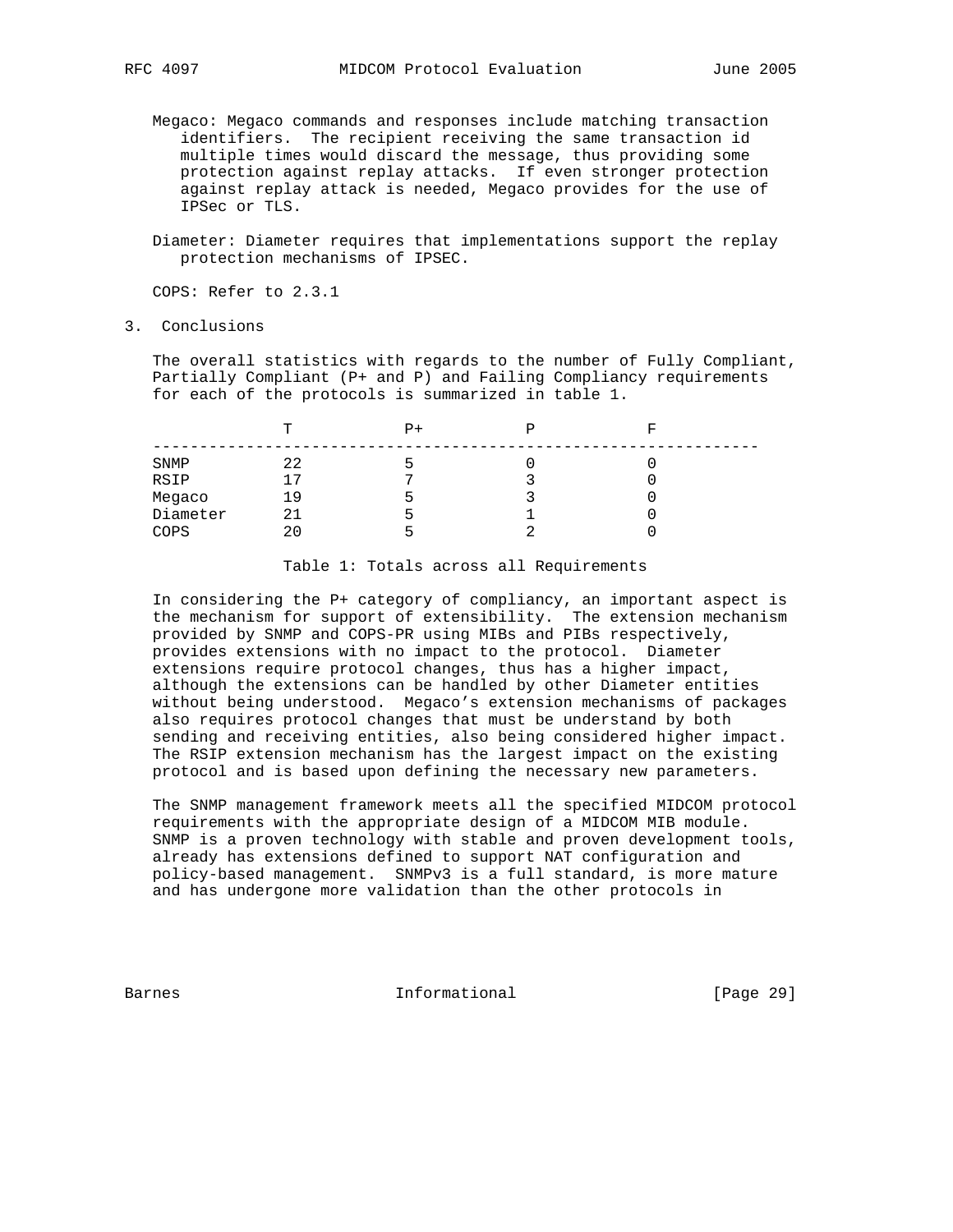Megaco: Megaco commands and responses include matching transaction identifiers. The recipient receiving the same transaction id multiple times would discard the message, thus providing some protection against replay attacks. If even stronger protection against replay attack is needed, Megaco provides for the use of IPSec or TLS.

Diameter: Diameter requires that implementations support the replay protection mechanisms of IPSEC.

COPS: Refer to 2.3.1

# 3. Conclusions

The overall statistics with regards to the number of Fully Compliant, Partially Compliant (P+ and P) and Failing Compliancy requirements for each of the protocols is summarized in table 1.

| | T | P+ | P | F |
|---|---|---|---|---|
| SNMP | 22 | 5 | 0 | 0 |
| RSIP | 17 | 7 | 3 | 0 |
| Megaco | 19 | 5 | 3 | 0 |
| Diameter | 21 | 5 | 1 | 0 |
| COPS | 20 | 5 | 2 | 0 |

Table 1: Totals across all Requirements

In considering the P+ category of compliancy, an important aspect is the mechanism for support of extensibility. The extension mechanism provided by SNMP and COPS-PR using MIBs and PIBs respectively, provides extensions with no impact to the protocol. Diameter extensions require protocol changes, thus has a higher impact, although the extensions can be handled by other Diameter entities without being understood. Megaco's extension mechanisms of packages also requires protocol changes that must be understand by both sending and receiving entities, also being considered higher impact. The RSIP extension mechanism has the largest impact on the existing protocol and is based upon defining the necessary new parameters.

The SNMP management framework meets all the specified MIDCOM protocol requirements with the appropriate design of a MIDCOM MIB module. SNMP is a proven technology with stable and proven development tools, already has extensions defined to support NAT configuration and policy-based management. SNMPv3 is a full standard, is more mature and has undergone more validation than the other protocols in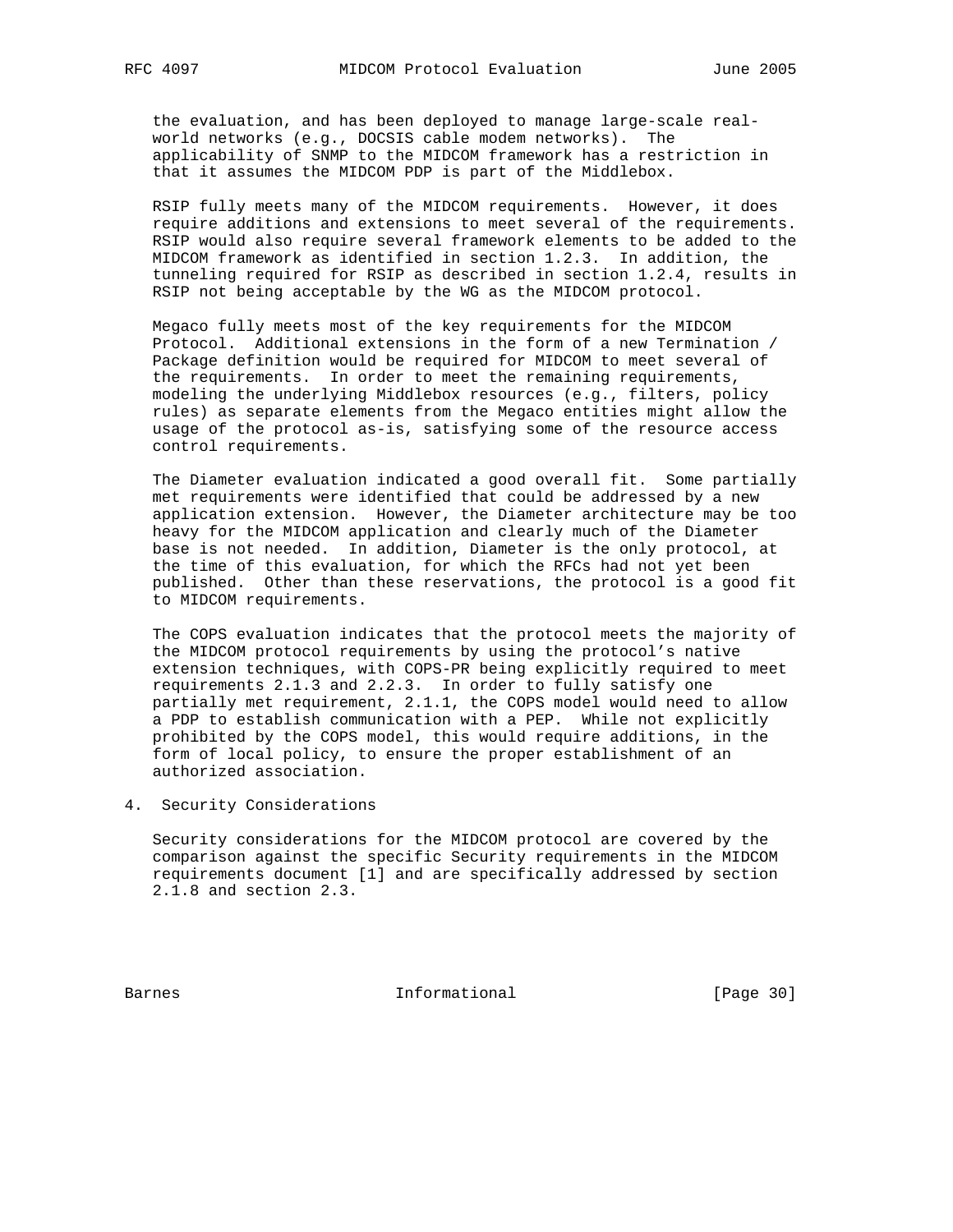the evaluation, and has been deployed to manage large-scale real-world networks (e.g., DOCSIS cable modem networks). The applicability of SNMP to the MIDCOM framework has a restriction in that it assumes the MIDCOM PDP is part of the Middlebox.

RSIP fully meets many of the MIDCOM requirements. However, it does require additions and extensions to meet several of the requirements. RSIP would also require several framework elements to be added to the MIDCOM framework as identified in section 1.2.3. In addition, the tunneling required for RSIP as described in section 1.2.4, results in RSIP not being acceptable by the WG as the MIDCOM protocol.

Megaco fully meets most of the key requirements for the MIDCOM Protocol. Additional extensions in the form of a new Termination / Package definition would be required for MIDCOM to meet several of the requirements. In order to meet the remaining requirements, modeling the underlying Middlebox resources (e.g., filters, policy rules) as separate elements from the Megaco entities might allow the usage of the protocol as-is, satisfying some of the resource access control requirements.

The Diameter evaluation indicated a good overall fit. Some partially met requirements were identified that could be addressed by a new application extension. However, the Diameter architecture may be too heavy for the MIDCOM application and clearly much of the Diameter base is not needed. In addition, Diameter is the only protocol, at the time of this evaluation, for which the RFCs had not yet been published. Other than these reservations, the protocol is a good fit to MIDCOM requirements.

The COPS evaluation indicates that the protocol meets the majority of the MIDCOM protocol requirements by using the protocol's native extension techniques, with COPS-PR being explicitly required to meet requirements 2.1.3 and 2.2.3. In order to fully satisfy one partially met requirement, 2.1.1, the COPS model would need to allow a PDP to establish communication with a PEP. While not explicitly prohibited by the COPS model, this would require additions, in the form of local policy, to ensure the proper establishment of an authorized association.

## 4. Security Considerations

Security considerations for the MIDCOM protocol are covered by the comparison against the specific Security requirements in the MIDCOM requirements document [1] and are specifically addressed by section 2.1.8 and section 2.3.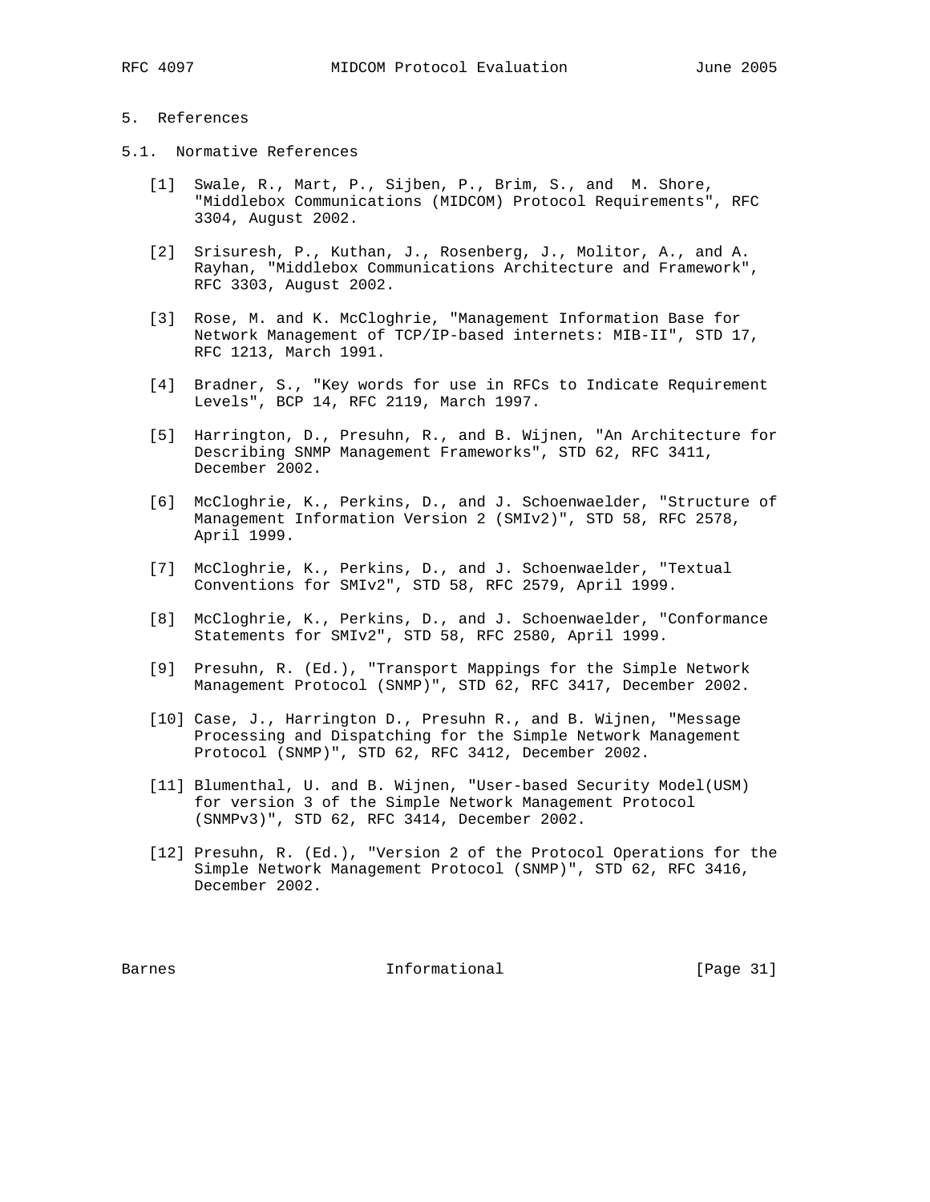# 5. References

## 5.1. Normative References

[1] Swale, R., Mart, P., Sijben, P., Brim, S., and M. Shore, "Middlebox Communications (MIDCOM) Protocol Requirements", RFC 3304, August 2002.

[2] Srisuresh, P., Kuthan, J., Rosenberg, J., Molitor, A., and A. Rayhan, "Middlebox Communications Architecture and Framework", RFC 3303, August 2002.

[3] Rose, M. and K. McCloghrie, "Management Information Base for Network Management of TCP/IP-based internets: MIB-II", STD 17, RFC 1213, March 1991.

[4] Bradner, S., "Key words for use in RFCs to Indicate Requirement Levels", BCP 14, RFC 2119, March 1997.

[5] Harrington, D., Presuhn, R., and B. Wijnen, "An Architecture for Describing SNMP Management Frameworks", STD 62, RFC 3411, December 2002.

[6] McCloghrie, K., Perkins, D., and J. Schoenwaelder, "Structure of Management Information Version 2 (SMIv2)", STD 58, RFC 2578, April 1999.

[7] McCloghrie, K., Perkins, D., and J. Schoenwaelder, "Textual Conventions for SMIv2", STD 58, RFC 2579, April 1999.

[8] McCloghrie, K., Perkins, D., and J. Schoenwaelder, "Conformance Statements for SMIv2", STD 58, RFC 2580, April 1999.

[9] Presuhn, R. (Ed.), "Transport Mappings for the Simple Network Management Protocol (SNMP)", STD 62, RFC 3417, December 2002.

[10] Case, J., Harrington D., Presuhn R., and B. Wijnen, "Message Processing and Dispatching for the Simple Network Management Protocol (SNMP)", STD 62, RFC 3412, December 2002.

[11] Blumenthal, U. and B. Wijnen, "User-based Security Model(USM) for version 3 of the Simple Network Management Protocol (SNMPv3)", STD 62, RFC 3414, December 2002.

[12] Presuhn, R. (Ed.), "Version 2 of the Protocol Operations for the Simple Network Management Protocol (SNMP)", STD 62, RFC 3416, December 2002.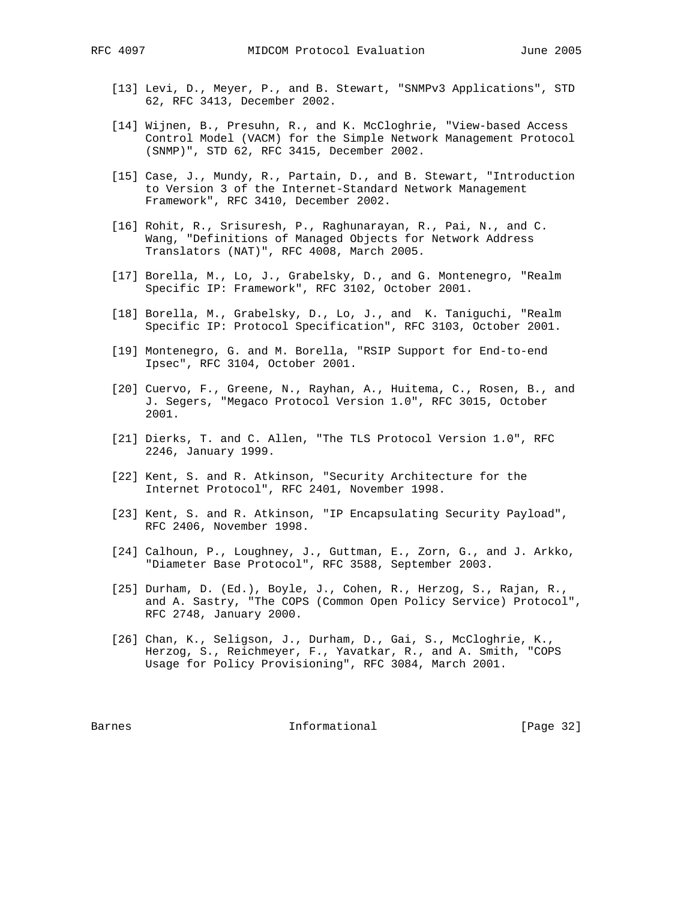[13] Levi, D., Meyer, P., and B. Stewart, "SNMPv3 Applications", STD 62, RFC 3413, December 2002.

[14] Wijnen, B., Presuhn, R., and K. McCloghrie, "View-based Access Control Model (VACM) for the Simple Network Management Protocol (SNMP)", STD 62, RFC 3415, December 2002.

[15] Case, J., Mundy, R., Partain, D., and B. Stewart, "Introduction to Version 3 of the Internet-Standard Network Management Framework", RFC 3410, December 2002.

[16] Rohit, R., Srisuresh, P., Raghunarayan, R., Pai, N., and C. Wang, "Definitions of Managed Objects for Network Address Translators (NAT)", RFC 4008, March 2005.

[17] Borella, M., Lo, J., Grabelsky, D., and G. Montenegro, "Realm Specific IP: Framework", RFC 3102, October 2001.

[18] Borella, M., Grabelsky, D., Lo, J., and K. Taniguchi, "Realm Specific IP: Protocol Specification", RFC 3103, October 2001.

[19] Montenegro, G. and M. Borella, "RSIP Support for End-to-end Ipsec", RFC 3104, October 2001.

[20] Cuervo, F., Greene, N., Rayhan, A., Huitema, C., Rosen, B., and J. Segers, "Megaco Protocol Version 1.0", RFC 3015, October 2001.

[21] Dierks, T. and C. Allen, "The TLS Protocol Version 1.0", RFC 2246, January 1999.

[22] Kent, S. and R. Atkinson, "Security Architecture for the Internet Protocol", RFC 2401, November 1998.

[23] Kent, S. and R. Atkinson, "IP Encapsulating Security Payload", RFC 2406, November 1998.

[24] Calhoun, P., Loughney, J., Guttman, E., Zorn, G., and J. Arkko, "Diameter Base Protocol", RFC 3588, September 2003.

[25] Durham, D. (Ed.), Boyle, J., Cohen, R., Herzog, S., Rajan, R., and A. Sastry, "The COPS (Common Open Policy Service) Protocol", RFC 2748, January 2000.

[26] Chan, K., Seligson, J., Durham, D., Gai, S., McCloghrie, K., Herzog, S., Reichmeyer, F., Yavatkar, R., and A. Smith, "COPS Usage for Policy Provisioning", RFC 3084, March 2001.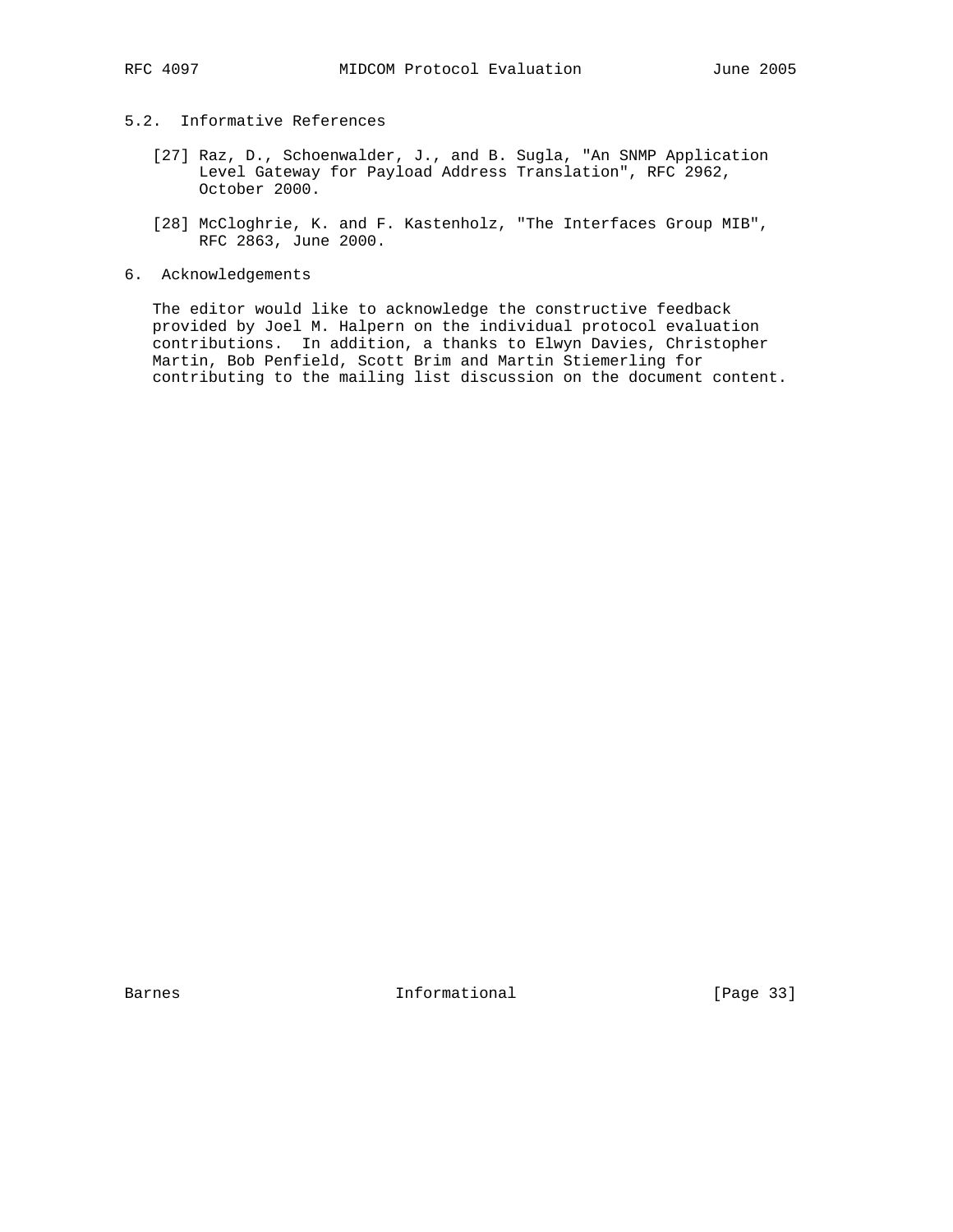## 5.2. Informative References

[27] Raz, D., Schoenwalder, J., and B. Sugla, "An SNMP Application Level Gateway for Payload Address Translation", RFC 2962, October 2000.

[28] McCloghrie, K. and F. Kastenholz, "The Interfaces Group MIB", RFC 2863, June 2000.

# 6. Acknowledgements

The editor would like to acknowledge the constructive feedback provided by Joel M. Halpern on the individual protocol evaluation contributions. In addition, a thanks to Elwyn Davies, Christopher Martin, Bob Penfield, Scott Brim and Martin Stiemerling for contributing to the mailing list discussion on the document content.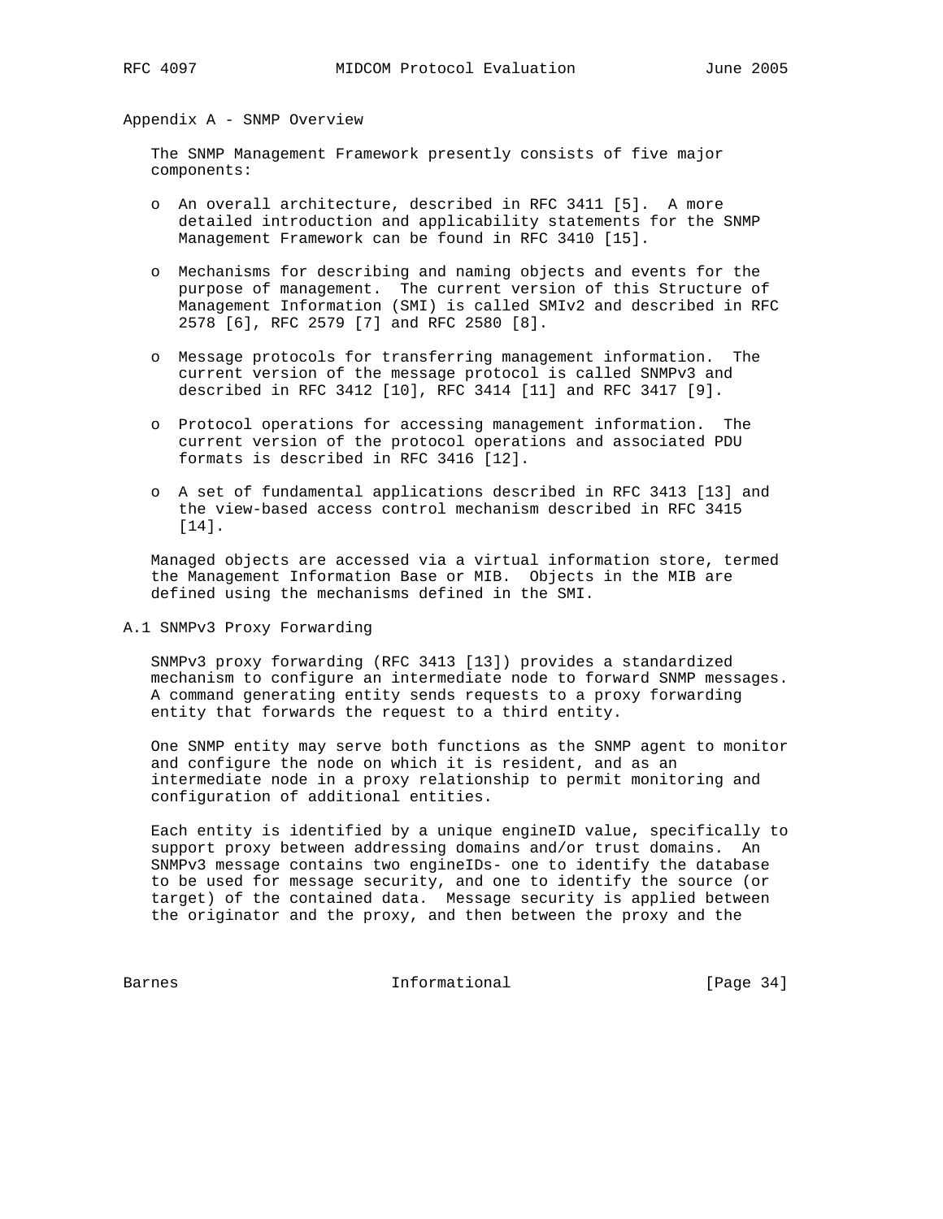## Appendix A - SNMP Overview

The SNMP Management Framework presently consists of five major components:

- An overall architecture, described in RFC 3411 [5]. A more detailed introduction and applicability statements for the SNMP Management Framework can be found in RFC 3410 [15].
- Mechanisms for describing and naming objects and events for the purpose of management. The current version of this Structure of Management Information (SMI) is called SMIv2 and described in RFC 2578 [6], RFC 2579 [7] and RFC 2580 [8].
- Message protocols for transferring management information. The current version of the message protocol is called SNMPv3 and described in RFC 3412 [10], RFC 3414 [11] and RFC 3417 [9].
- Protocol operations for accessing management information. The current version of the protocol operations and associated PDU formats is described in RFC 3416 [12].
- A set of fundamental applications described in RFC 3413 [13] and the view-based access control mechanism described in RFC 3415 [14].

Managed objects are accessed via a virtual information store, termed the Management Information Base or MIB. Objects in the MIB are defined using the mechanisms defined in the SMI.

### A.1 SNMPv3 Proxy Forwarding

SNMPv3 proxy forwarding (RFC 3413 [13]) provides a standardized mechanism to configure an intermediate node to forward SNMP messages. A command generating entity sends requests to a proxy forwarding entity that forwards the request to a third entity.

One SNMP entity may serve both functions as the SNMP agent to monitor and configure the node on which it is resident, and as an intermediate node in a proxy relationship to permit monitoring and configuration of additional entities.

Each entity is identified by a unique engineID value, specifically to support proxy between addressing domains and/or trust domains. An SNMPv3 message contains two engineIDs- one to identify the database to be used for message security, and one to identify the source (or target) of the contained data. Message security is applied between the originator and the proxy, and then between the proxy and the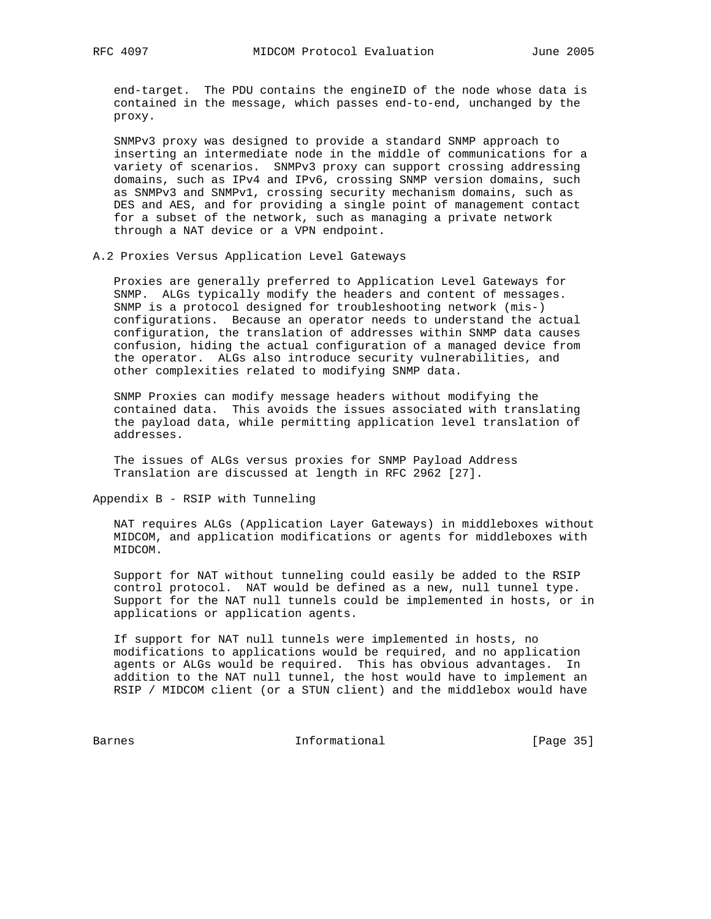end-target. The PDU contains the engineID of the node whose data is contained in the message, which passes end-to-end, unchanged by the proxy.

SNMPv3 proxy was designed to provide a standard SNMP approach to inserting an intermediate node in the middle of communications for a variety of scenarios. SNMPv3 proxy can support crossing addressing domains, such as IPv4 and IPv6, crossing SNMP version domains, such as SNMPv3 and SNMPv1, crossing security mechanism domains, such as DES and AES, and for providing a single point of management contact for a subset of the network, such as managing a private network through a NAT device or a VPN endpoint.

### A.2 Proxies Versus Application Level Gateways

Proxies are generally preferred to Application Level Gateways for SNMP. ALGs typically modify the headers and content of messages. SNMP is a protocol designed for troubleshooting network (mis-) configurations. Because an operator needs to understand the actual configuration, the translation of addresses within SNMP data causes confusion, hiding the actual configuration of a managed device from the operator. ALGs also introduce security vulnerabilities, and other complexities related to modifying SNMP data.

SNMP Proxies can modify message headers without modifying the contained data. This avoids the issues associated with translating the payload data, while permitting application level translation of addresses.

The issues of ALGs versus proxies for SNMP Payload Address Translation are discussed at length in RFC 2962 [27].

## Appendix B - RSIP with Tunneling

NAT requires ALGs (Application Layer Gateways) in middleboxes without MIDCOM, and application modifications or agents for middleboxes with MIDCOM.

Support for NAT without tunneling could easily be added to the RSIP control protocol. NAT would be defined as a new, null tunnel type. Support for the NAT null tunnels could be implemented in hosts, or in applications or application agents.

If support for NAT null tunnels were implemented in hosts, no modifications to applications would be required, and no application agents or ALGs would be required. This has obvious advantages. In addition to the NAT null tunnel, the host would have to implement an RSIP / MIDCOM client (or a STUN client) and the middlebox would have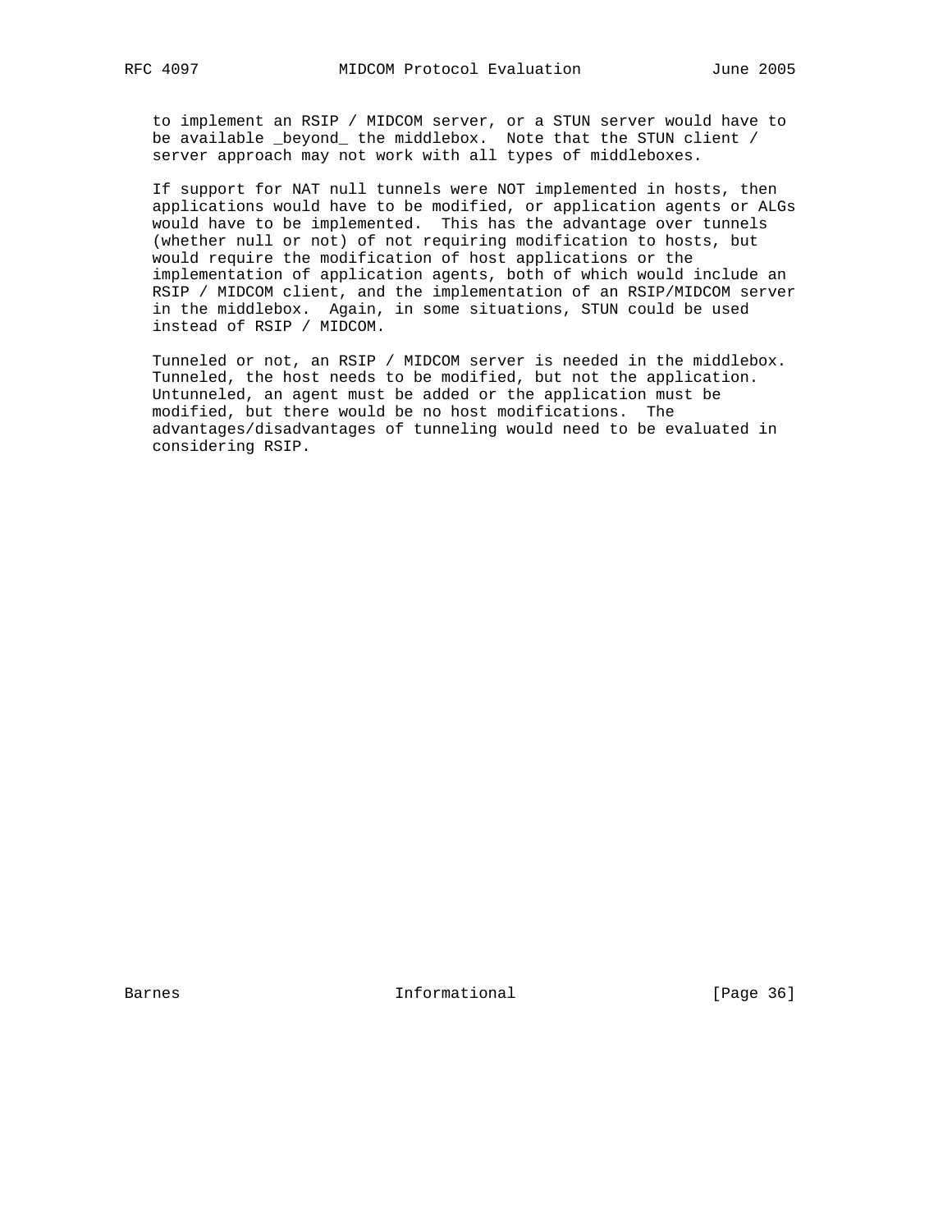to implement an RSIP / MIDCOM server, or a STUN server would have to be available _beyond_ the middlebox. Note that the STUN client / server approach may not work with all types of middleboxes.

If support for NAT null tunnels were NOT implemented in hosts, then applications would have to be modified, or application agents or ALGs would have to be implemented. This has the advantage over tunnels (whether null or not) of not requiring modification to hosts, but would require the modification of host applications or the implementation of application agents, both of which would include an RSIP / MIDCOM client, and the implementation of an RSIP/MIDCOM server in the middlebox. Again, in some situations, STUN could be used instead of RSIP / MIDCOM.

Tunneled or not, an RSIP / MIDCOM server is needed in the middlebox. Tunneled, the host needs to be modified, but not the application. Untunneled, an agent must be added or the application must be modified, but there would be no host modifications. The advantages/disadvantages of tunneling would need to be evaluated in considering RSIP.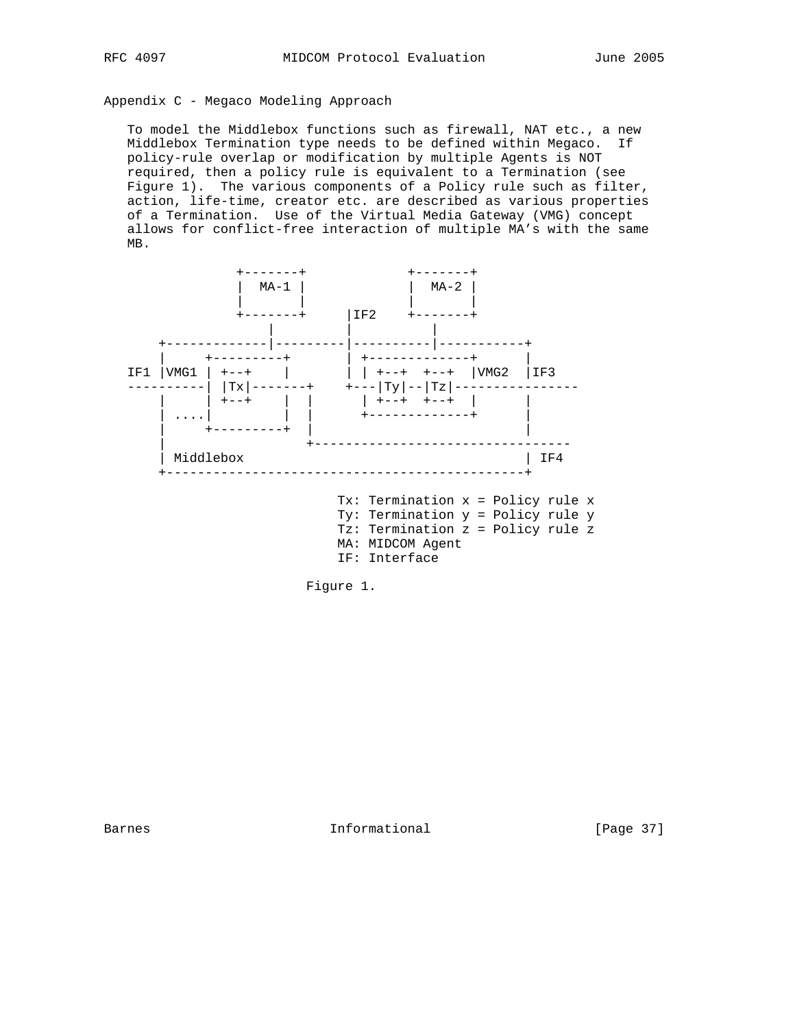## Appendix C - Megaco Modeling Approach

To model the Middlebox functions such as firewall, NAT etc., a new Middlebox Termination type needs to be defined within Megaco. If policy-rule overlap or modification by multiple Agents is NOT required, then a policy rule is equivalent to a Termination (see Figure 1). The various components of a Policy rule such as filter, action, life-time, creator etc. are described as various properties of a Termination. Use of the Virtual Media Gateway (VMG) concept allows for conflict-free interaction of multiple MA's with the same MB.

```
              +-------+              +-------+
              |  MA-1 |              |  MA-2 |
              |       |              |       |
              +-------+     |IF2     +-------+
                  |         |            |
    +-------------|---------|----------|-----------+
    |     +---------+       | +-------------+      |
IF1 |VMG1 | +--+    |       | | +--+  +--+  |VMG2  |IF3
----------| |Tx|-------+    +---|Ty|--|Tz|----------------
    |     | +--+    |  |      | +--+  +--+  |      |
    | ....|         |  |      +-------------+      |
    |     +---------+  |                           |
    |                  +---------------------------------
    | Middlebox                                    | IF4
    +----------------------------------------------+

                         Tx: Termination x = Policy rule x
                         Ty: Termination y = Policy rule y
                         Tz: Termination z = Policy rule z
                         MA: MIDCOM Agent
                         IF: Interface
```

Figure 1.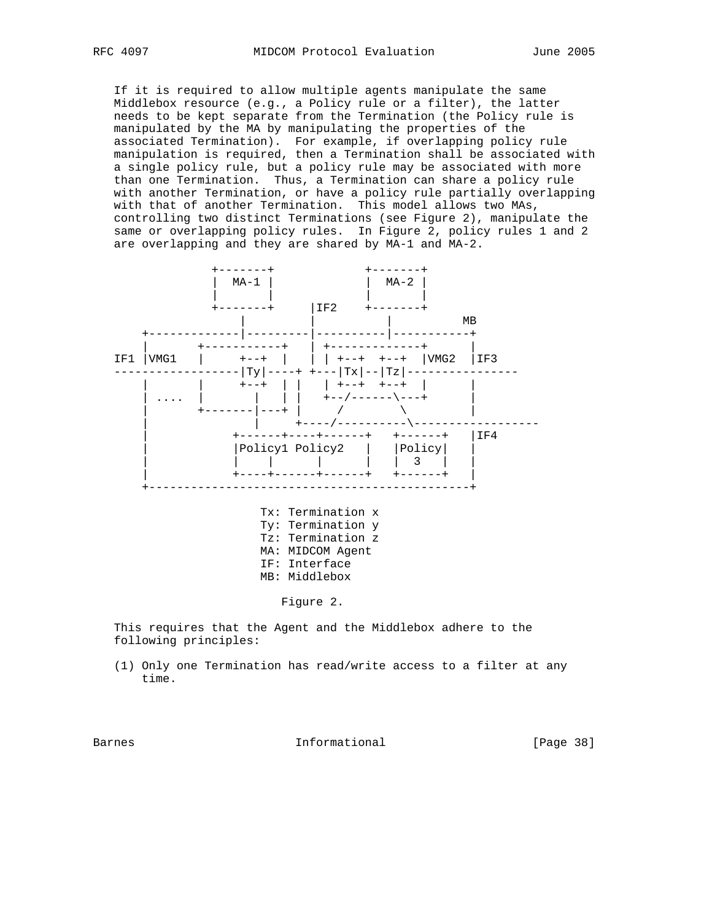If it is required to allow multiple agents manipulate the same Middlebox resource (e.g., a Policy rule or a filter), the latter needs to be kept separate from the Termination (the Policy rule is manipulated by the MA by manipulating the properties of the associated Termination). For example, if overlapping policy rule manipulation is required, then a Termination shall be associated with a single policy rule, but a policy rule may be associated with more than one Termination. Thus, a Termination can share a policy rule with another Termination, or have a policy rule partially overlapping with that of another Termination. This model allows two MAs, controlling two distinct Terminations (see Figure 2), manipulate the same or overlapping policy rules. In Figure 2, policy rules 1 and 2 are overlapping and they are shared by MA-1 and MA-2.

```
              +-------+             +-------+
              |  MA-1 |             |  MA-2 |
              |       |             |       |
              +-------+     |IF2    +-------+
                  |         |           |          MB
    +-------------|---------|-----------|----------+
    |       +-----------+   | +-------------+      |
IF1 |VMG1   |     +--+  |   | | +--+  +--+  |VMG2  |IF3
-----------------|Ty|----+ +---|Tx|--|Tz|----------------
    |       |     +--+  | |   | +--+  +--+  |      |
    | ....  |       |   | |   +--/------\---+      |
    |       +-------|---+ |     /        \         |
    |               |     +----/----------\------------------
    |           +------+----+------+   +------+   |IF4
    |           |Policy1 Policy2   |   |Policy|   |
    |           |    |      |      |   |  3   |   |
    |           +----+------+------+   +------+   |
    +---------------------------------------------+

                   Tx: Termination x
                   Ty: Termination y
                   Tz: Termination z
                   MA: MIDCOM Agent
                   IF: Interface
                   MB: Middlebox
```

Figure 2.

This requires that the Agent and the Middlebox adhere to the following principles:

(1) Only one Termination has read/write access to a filter at any time.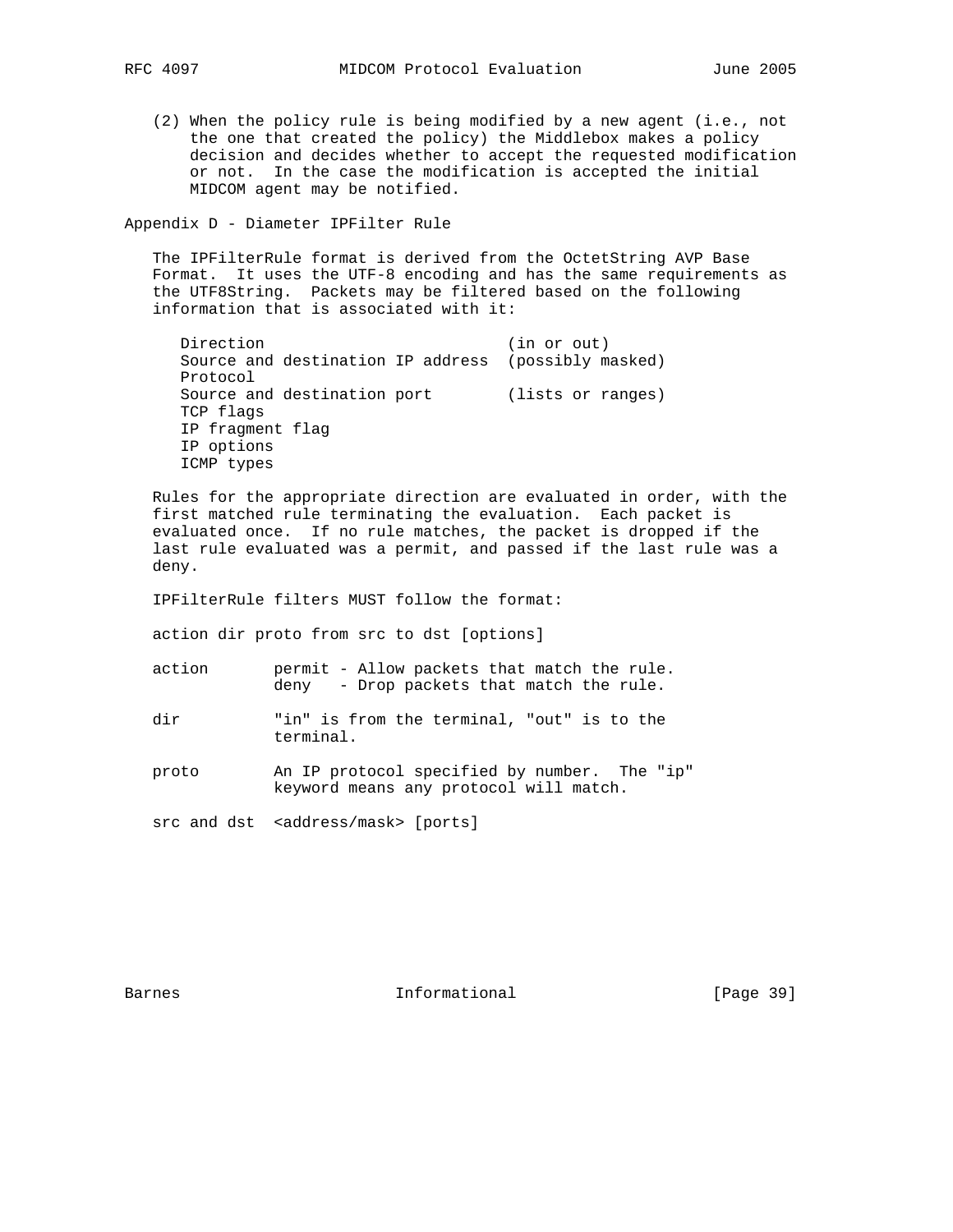(2) When the policy rule is being modified by a new agent (i.e., not the one that created the policy) the Middlebox makes a policy decision and decides whether to accept the requested modification or not. In the case the modification is accepted the initial MIDCOM agent may be notified.

## Appendix D - Diameter IPFilter Rule

The IPFilterRule format is derived from the OctetString AVP Base Format. It uses the UTF-8 encoding and has the same requirements as the UTF8String. Packets may be filtered based on the following information that is associated with it:

```
Direction                          (in or out)
Source and destination IP address  (possibly masked)
Protocol
Source and destination port        (lists or ranges)
TCP flags
IP fragment flag
IP options
ICMP types
```

Rules for the appropriate direction are evaluated in order, with the first matched rule terminating the evaluation. Each packet is evaluated once. If no rule matches, the packet is dropped if the last rule evaluated was a permit, and passed if the last rule was a deny.

IPFilterRule filters MUST follow the format:

```
action dir proto from src to dst [options]
```

```
action       permit - Allow packets that match the rule.
             deny   - Drop packets that match the rule.

dir          "in" is from the terminal, "out" is to the
             terminal.

proto        An IP protocol specified by number.  The "ip"
             keyword means any protocol will match.

src and dst  <address/mask> [ports]
```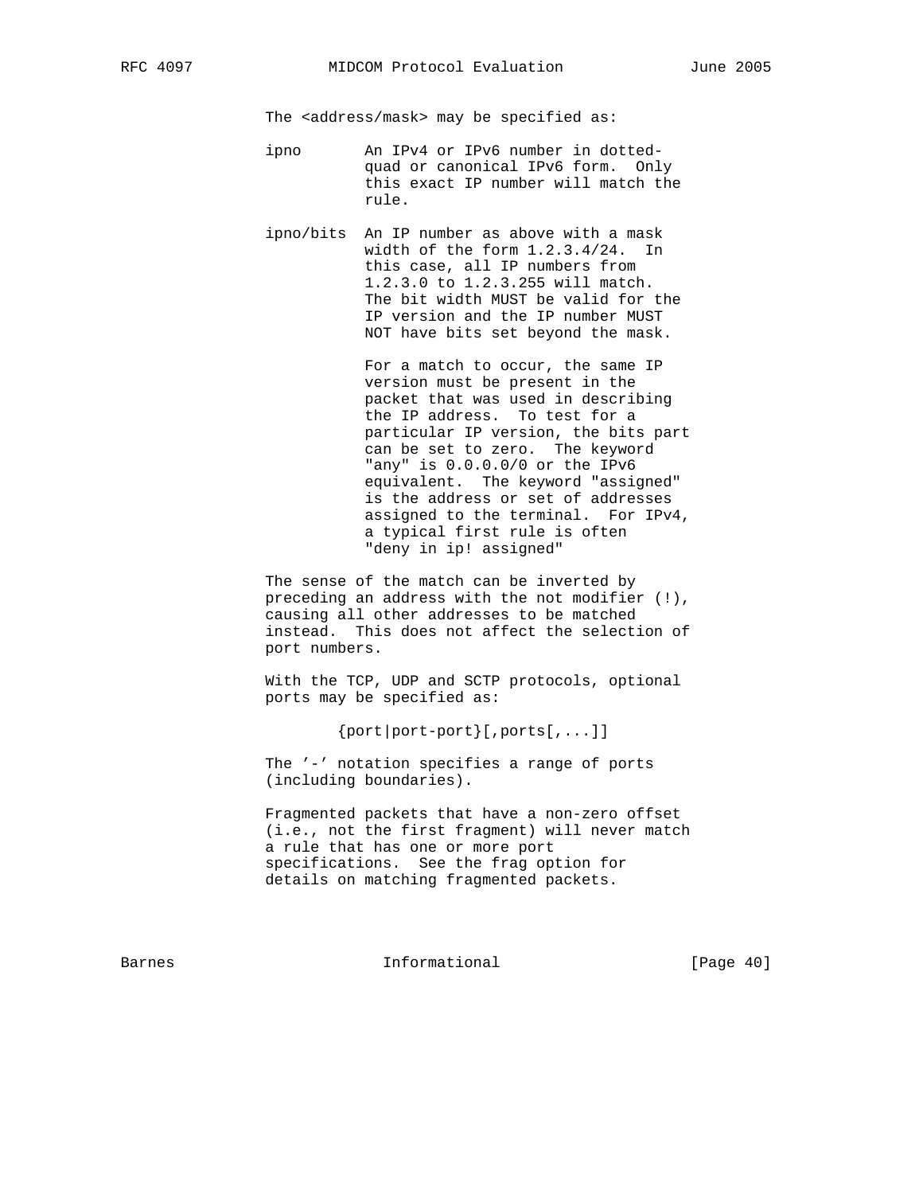The <address/mask> may be specified as:

ipno
: An IPv4 or IPv6 number in dotted-quad or canonical IPv6 form. Only this exact IP number will match the rule.

ipno/bits
: An IP number as above with a mask width of the form 1.2.3.4/24. In this case, all IP numbers from 1.2.3.0 to 1.2.3.255 will match. The bit width MUST be valid for the IP version and the IP number MUST NOT have bits set beyond the mask.

  For a match to occur, the same IP version must be present in the packet that was used in describing the IP address. To test for a particular IP version, the bits part can be set to zero. The keyword "any" is 0.0.0.0/0 or the IPv6 equivalent. The keyword "assigned" is the address or set of addresses assigned to the terminal. For IPv4, a typical first rule is often "deny in ip! assigned"

The sense of the match can be inverted by preceding an address with the not modifier (!), causing all other addresses to be matched instead. This does not affect the selection of port numbers.

With the TCP, UDP and SCTP protocols, optional ports may be specified as:

```
{port|port-port}[,ports[,...]]
```

The '-' notation specifies a range of ports (including boundaries).

Fragmented packets that have a non-zero offset (i.e., not the first fragment) will never match a rule that has one or more port specifications. See the frag option for details on matching fragmented packets.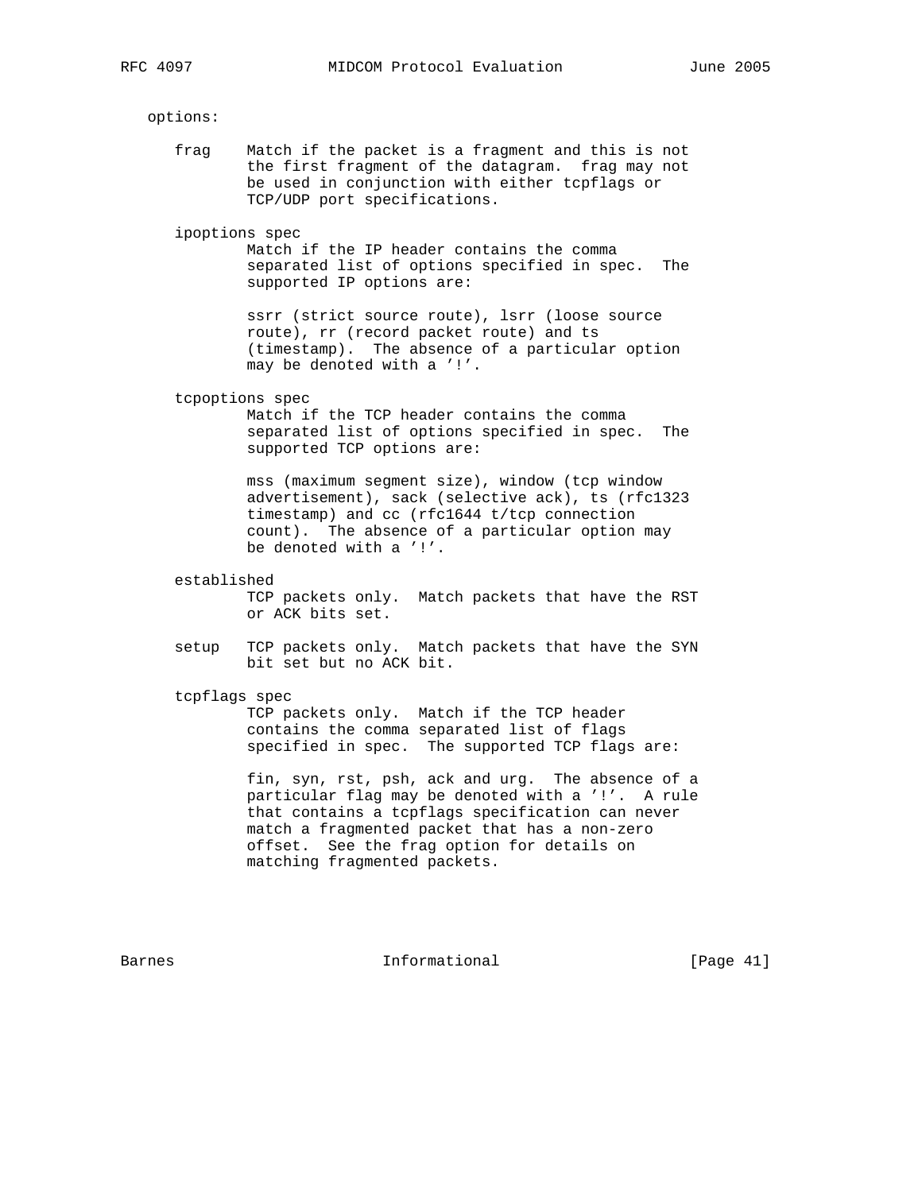options:

frag
: Match if the packet is a fragment and this is not the first fragment of the datagram. frag may not be used in conjunction with either tcpflags or TCP/UDP port specifications.

ipoptions spec
: Match if the IP header contains the comma separated list of options specified in spec. The supported IP options are:

  ssrr (strict source route), lsrr (loose source route), rr (record packet route) and ts (timestamp). The absence of a particular option may be denoted with a '!'.

tcpoptions spec
: Match if the TCP header contains the comma separated list of options specified in spec. The supported TCP options are:

  mss (maximum segment size), window (tcp window advertisement), sack (selective ack), ts (rfc1323 timestamp) and cc (rfc1644 t/tcp connection count). The absence of a particular option may be denoted with a '!'.

established
: TCP packets only. Match packets that have the RST or ACK bits set.

setup
: TCP packets only. Match packets that have the SYN bit set but no ACK bit.

tcpflags spec
: TCP packets only. Match if the TCP header contains the comma separated list of flags specified in spec. The supported TCP flags are:

  fin, syn, rst, psh, ack and urg. The absence of a particular flag may be denoted with a '!'. A rule that contains a tcpflags specification can never match a fragmented packet that has a non-zero offset. See the frag option for details on matching fragmented packets.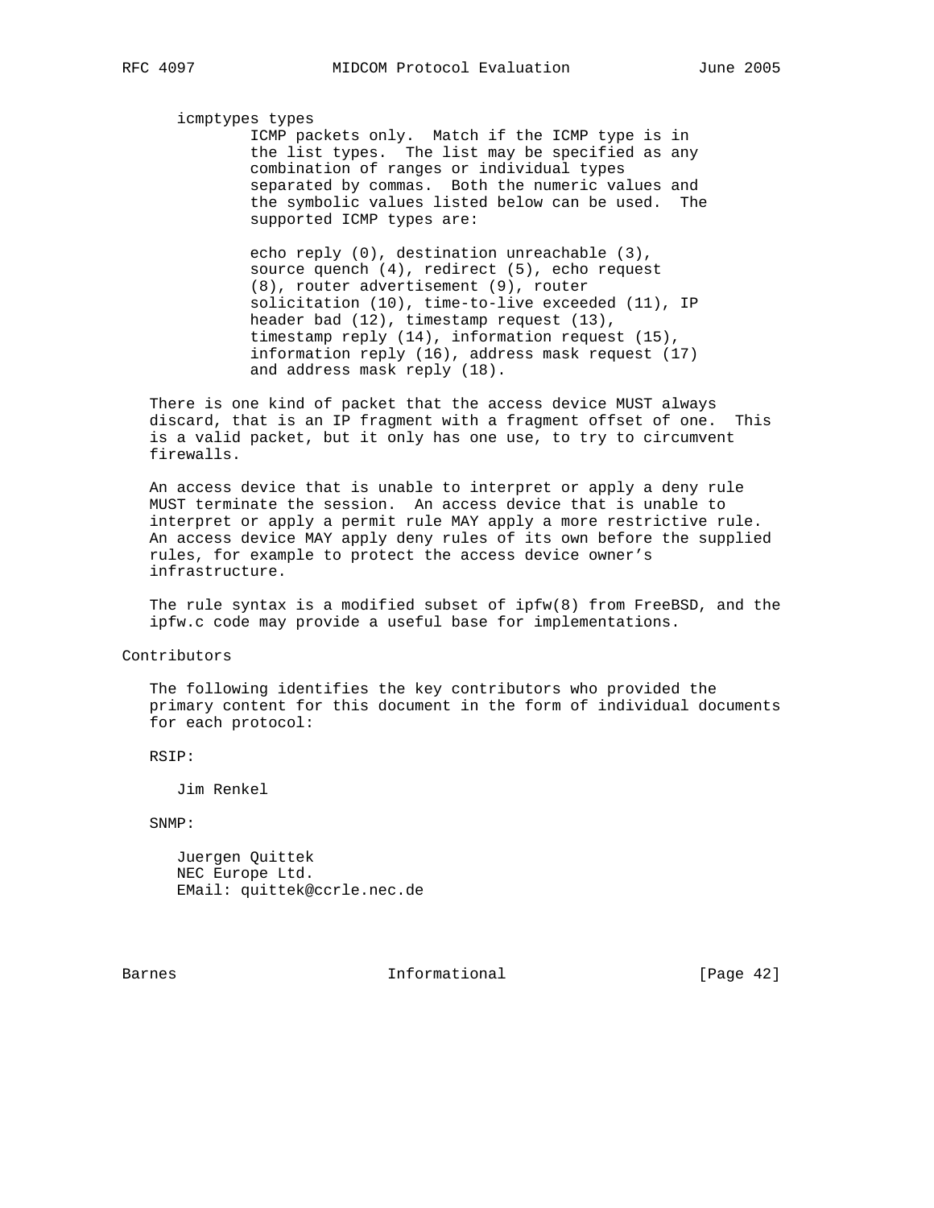icmptypes types

ICMP packets only. Match if the ICMP type is in the list types. The list may be specified as any combination of ranges or individual types separated by commas. Both the numeric values and the symbolic values listed below can be used. The supported ICMP types are:

echo reply (0), destination unreachable (3), source quench (4), redirect (5), echo request (8), router advertisement (9), router solicitation (10), time-to-live exceeded (11), IP header bad (12), timestamp request (13), timestamp reply (14), information request (15), information reply (16), address mask request (17) and address mask reply (18).

There is one kind of packet that the access device MUST always discard, that is an IP fragment with a fragment offset of one. This is a valid packet, but it only has one use, to try to circumvent firewalls.

An access device that is unable to interpret or apply a deny rule MUST terminate the session. An access device that is unable to interpret or apply a permit rule MAY apply a more restrictive rule. An access device MAY apply deny rules of its own before the supplied rules, for example to protect the access device owner's infrastructure.

The rule syntax is a modified subset of ipfw(8) from FreeBSD, and the ipfw.c code may provide a useful base for implementations.

# Contributors

The following identifies the key contributors who provided the primary content for this document in the form of individual documents for each protocol:

RSIP:

Jim Renkel

SNMP:

Juergen Quittek
NEC Europe Ltd.
EMail: quittek@ccrle.nec.de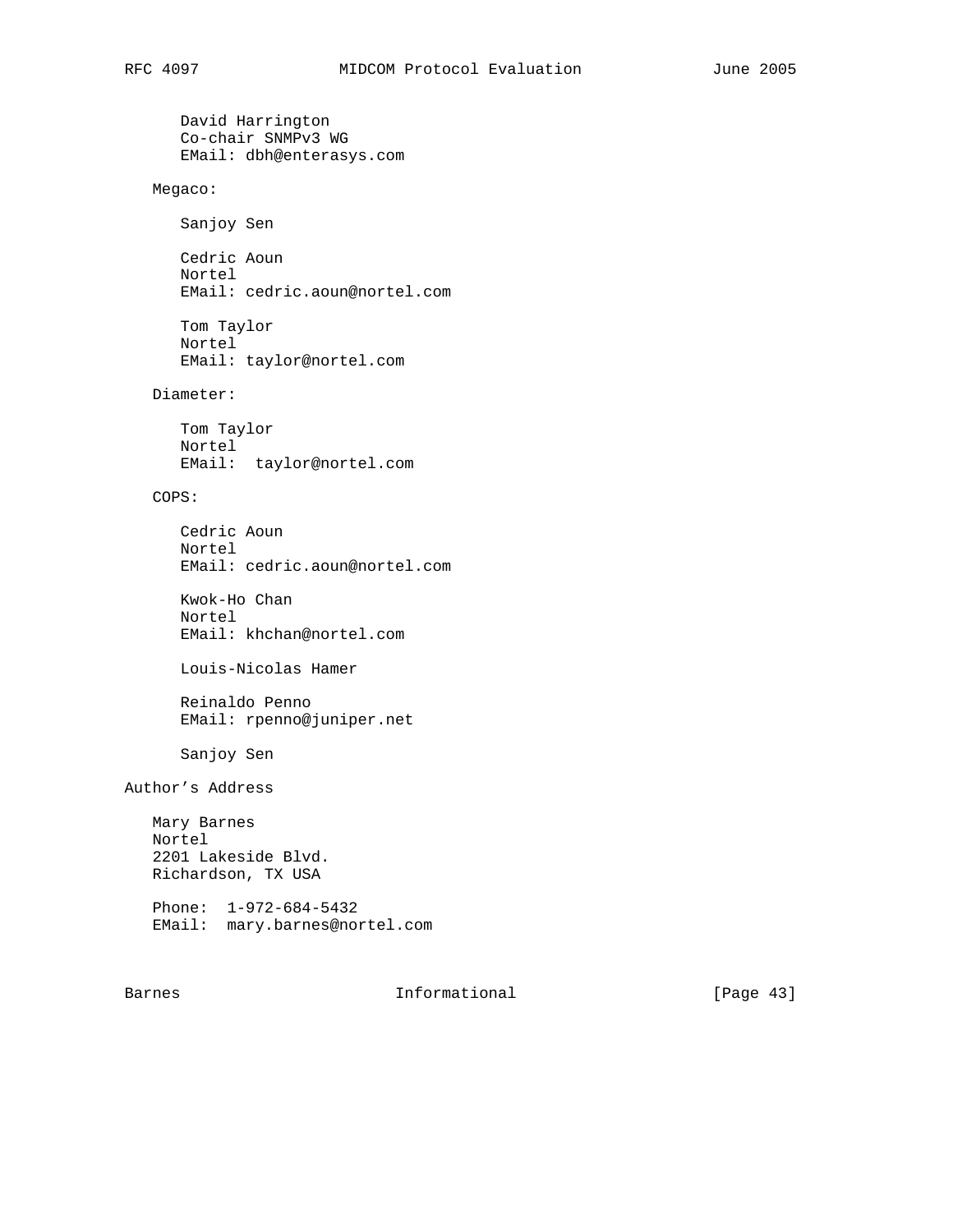David Harrington
Co-chair SNMPv3 WG
EMail: dbh@enterasys.com

Megaco:

Sanjoy Sen

Cedric Aoun
Nortel
EMail: cedric.aoun@nortel.com

Tom Taylor
Nortel
EMail: taylor@nortel.com

Diameter:

Tom Taylor
Nortel
EMail: taylor@nortel.com

COPS:

Cedric Aoun
Nortel
EMail: cedric.aoun@nortel.com

Kwok-Ho Chan
Nortel
EMail: khchan@nortel.com

Louis-Nicolas Hamer

Reinaldo Penno
EMail: rpenno@juniper.net

Sanjoy Sen

# Author's Address

Mary Barnes
Nortel
2201 Lakeside Blvd.
Richardson, TX USA

Phone: 1-972-684-5432
EMail: mary.barnes@nortel.com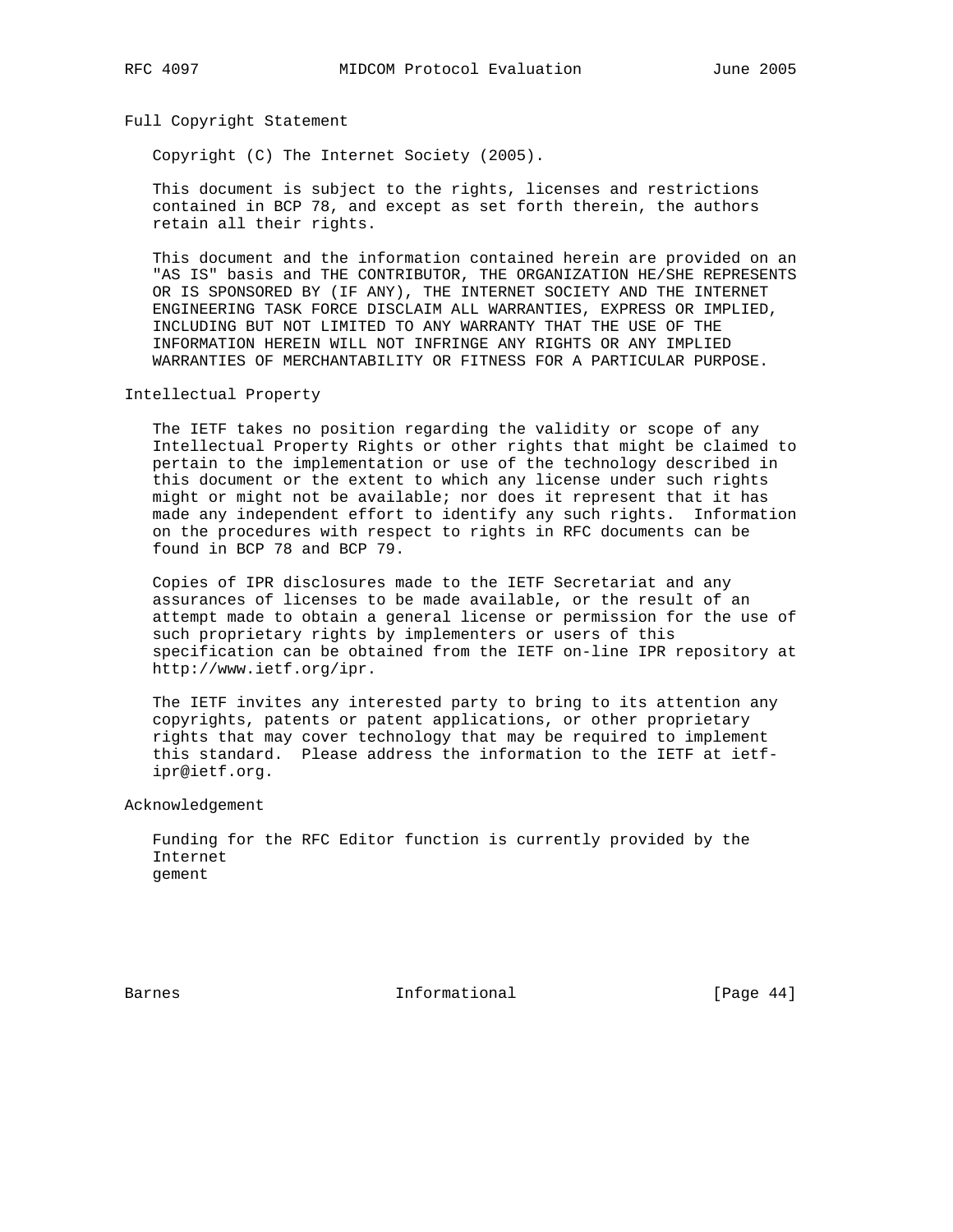## Full Copyright Statement

Copyright (C) The Internet Society (2005).

This document is subject to the rights, licenses and restrictions contained in BCP 78, and except as set forth therein, the authors retain all their rights.

This document and the information contained herein are provided on an "AS IS" basis and THE CONTRIBUTOR, THE ORGANIZATION HE/SHE REPRESENTS OR IS SPONSORED BY (IF ANY), THE INTERNET SOCIETY AND THE INTERNET ENGINEERING TASK FORCE DISCLAIM ALL WARRANTIES, EXPRESS OR IMPLIED, INCLUDING BUT NOT LIMITED TO ANY WARRANTY THAT THE USE OF THE INFORMATION HEREIN WILL NOT INFRINGE ANY RIGHTS OR ANY IMPLIED WARRANTIES OF MERCHANTABILITY OR FITNESS FOR A PARTICULAR PURPOSE.

## Intellectual Property

The IETF takes no position regarding the validity or scope of any Intellectual Property Rights or other rights that might be claimed to pertain to the implementation or use of the technology described in this document or the extent to which any license under such rights might or might not be available; nor does it represent that it has made any independent effort to identify any such rights. Information on the procedures with respect to rights in RFC documents can be found in BCP 78 and BCP 79.

Copies of IPR disclosures made to the IETF Secretariat and any assurances of licenses to be made available, or the result of an attempt made to obtain a general license or permission for the use of such proprietary rights by implementers or users of this specification can be obtained from the IETF on-line IPR repository at http://www.ietf.org/ipr.

The IETF invites any interested party to bring to its attention any copyrights, patents or patent applications, or other proprietary rights that may cover technology that may be required to implement this standard. Please address the information to the IETF at ietf-ipr@ietf.org.

## Acknowledgement

Funding for the RFC Editor function is currently provided by the Internet
gement